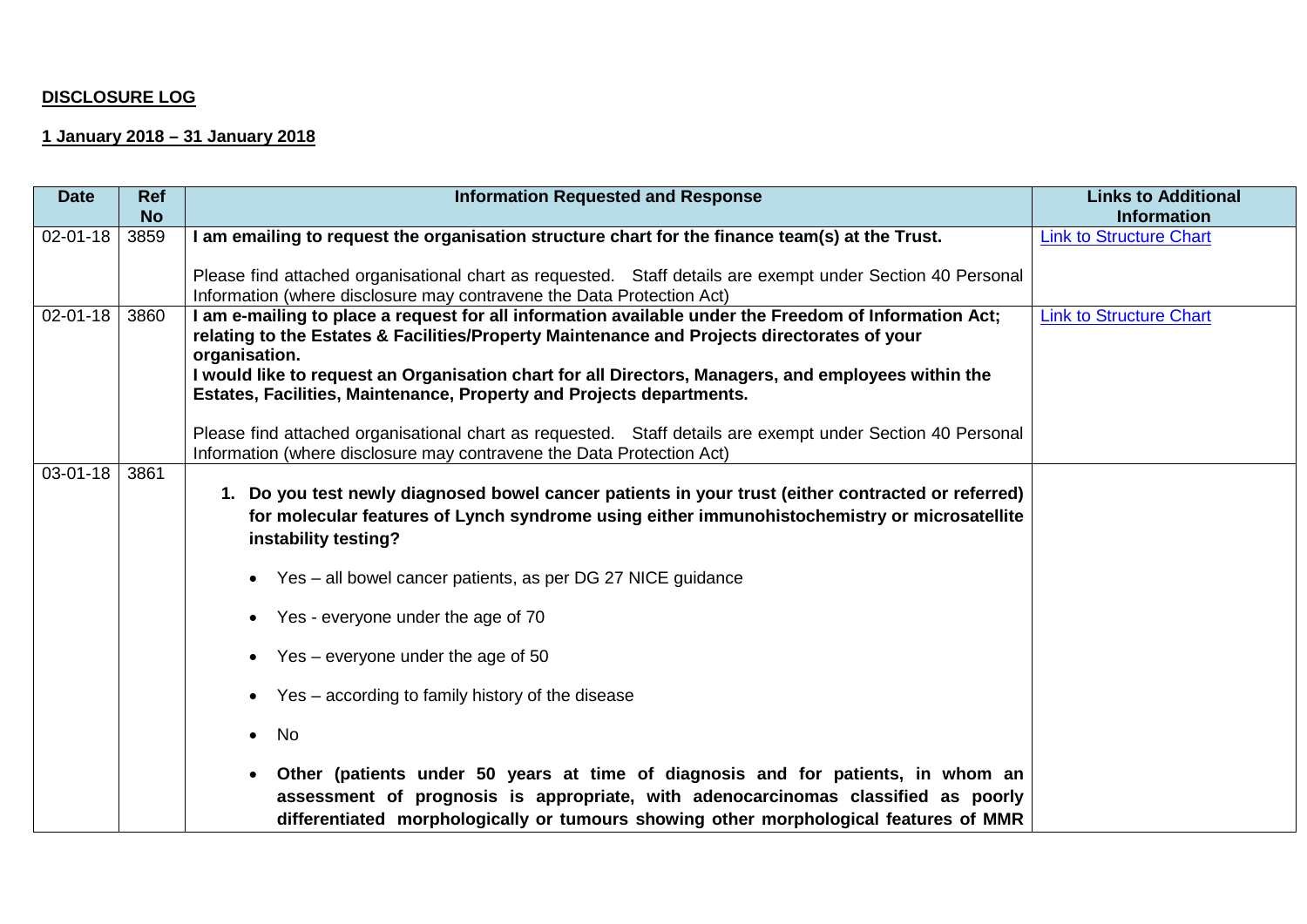**DISCLOSURE LOG**

**1 January 2018 – 31 January 2018**

| Date | Ref No | Information Requested and Response | Links to Additional Information |
|---|---|---|---|
| 02-01-18 | 3859 | **I am emailing to request the organisation structure chart for the finance team(s) at the Trust.**<br><br>Please find attached organisational chart as requested. Staff details are exempt under Section 40 Personal Information (where disclosure may contravene the Data Protection Act) | [Link to Structure Chart] |
| 02-01-18 | 3860 | **I am e-mailing to place a request for all information available under the Freedom of Information Act; relating to the Estates & Facilities/Property Maintenance and Projects directorates of your organisation.**<br>**I would like to request an Organisation chart for all Directors, Managers, and employees within the Estates, Facilities, Maintenance, Property and Projects departments.**<br><br>Please find attached organisational chart as requested. Staff details are exempt under Section 40 Personal Information (where disclosure may contravene the Data Protection Act) | [Link to Structure Chart] |
| 03-01-18 | 3861 | 1. **Do you test newly diagnosed bowel cancer patients in your trust (either contracted or referred) for molecular features of Lynch syndrome using either immunohistochemistry or microsatellite instability testing?**<br><br>• Yes – all bowel cancer patients, as per DG 27 NICE guidance<br>• Yes - everyone under the age of 70<br>• Yes – everyone under the age of 50<br>• Yes – according to family history of the disease<br>• No<br>• **Other (patients under 50 years at time of diagnosis and for patients, in whom an assessment of prognosis is appropriate, with adenocarcinomas classified as poorly differentiated morphologically or tumours showing other morphological features of MMR** | |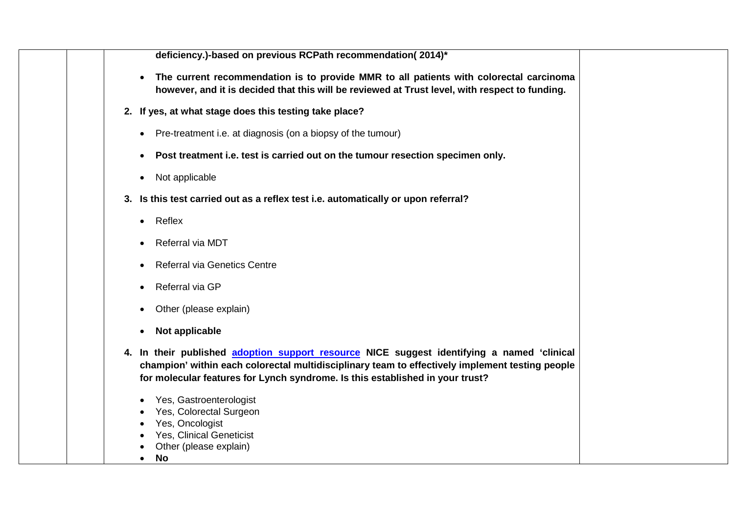**deficiency.)-based on previous RCPath recommendation( 2014)***

- **The current recommendation is to provide MMR to all patients with colorectal carcinoma however, and it is decided that this will be reviewed at Trust level, with respect to funding.**

**2. If yes, at what stage does this testing take place?**

- Pre-treatment i.e. at diagnosis (on a biopsy of the tumour)
- **Post treatment i.e. test is carried out on the tumour resection specimen only.**
- Not applicable

**3. Is this test carried out as a reflex test i.e. automatically or upon referral?**

- Reflex
- Referral via MDT
- Referral via Genetics Centre
- Referral via GP
- Other (please explain)
- **Not applicable**

**4. In their published adoption support resource NICE suggest identifying a named 'clinical champion' within each colorectal multidisciplinary team to effectively implement testing people for molecular features for Lynch syndrome. Is this established in your trust?**

- Yes, Gastroenterologist
- Yes, Colorectal Surgeon
- Yes, Oncologist
- Yes, Clinical Geneticist
- Other (please explain)
- **No**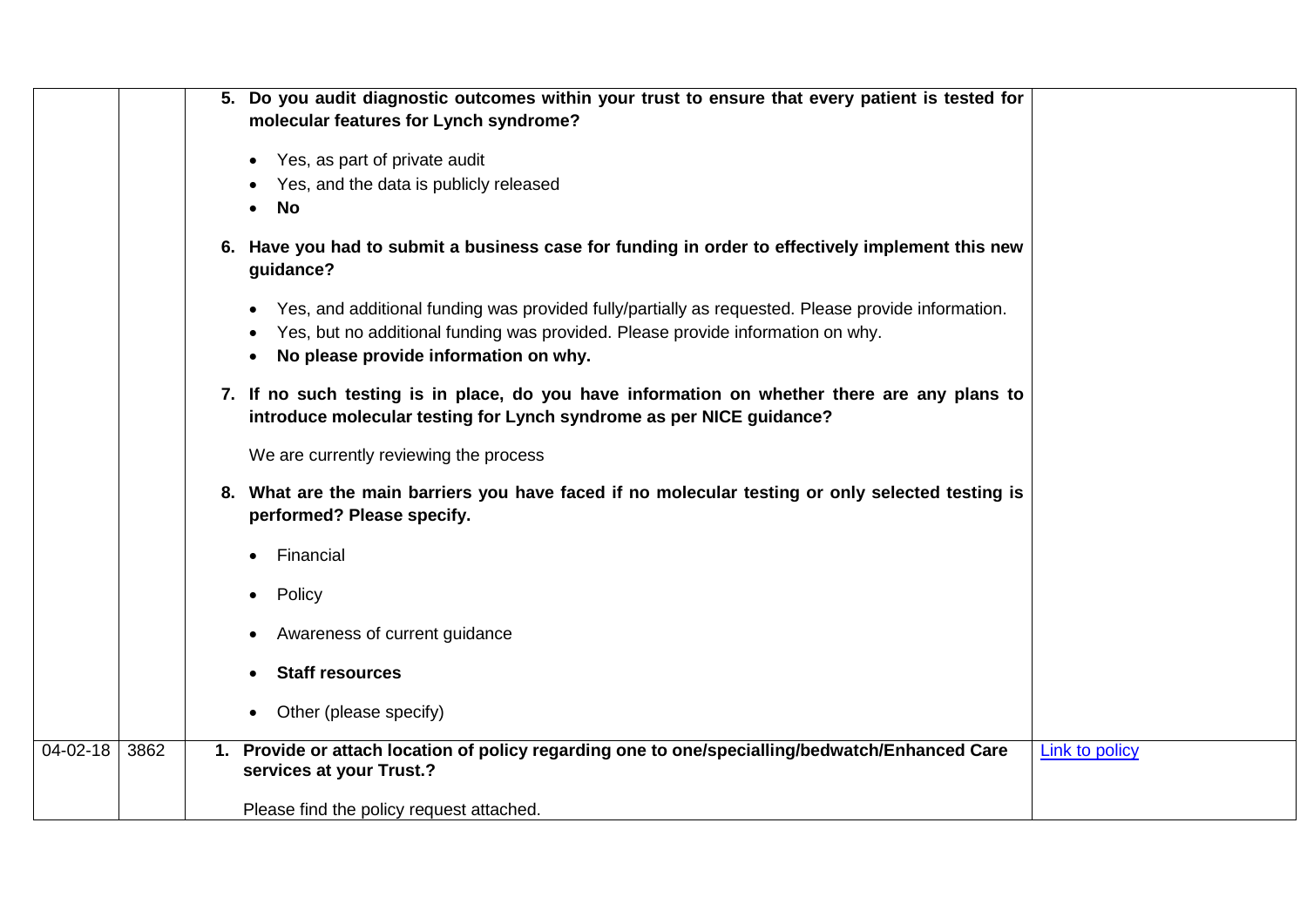| | | | |
|---|---|---|---|
| | | 5. **Do you audit diagnostic outcomes within your trust to ensure that every patient is tested for molecular features for Lynch syndrome?**<br><br>• Yes, as part of private audit<br>• Yes, and the data is publicly released<br>• **No**<br><br>6. **Have you had to submit a business case for funding in order to effectively implement this new guidance?**<br><br>• Yes, and additional funding was provided fully/partially as requested. Please provide information.<br>• Yes, but no additional funding was provided. Please provide information on why.<br>• **No please provide information on why.**<br><br>7. **If no such testing is in place, do you have information on whether there are any plans to introduce molecular testing for Lynch syndrome as per NICE guidance?**<br><br>We are currently reviewing the process<br><br>8. **What are the main barriers you have faced if no molecular testing or only selected testing is performed? Please specify.**<br><br>• Financial<br>• Policy<br>• Awareness of current guidance<br>• **Staff resources**<br>• Other (please specify) | |
| 04-02-18 | 3862 | 1. **Provide or attach location of policy regarding one to one/specialling/bedwatch/Enhanced Care services at your Trust.?**<br><br>Please find the policy request attached. | Link to policy |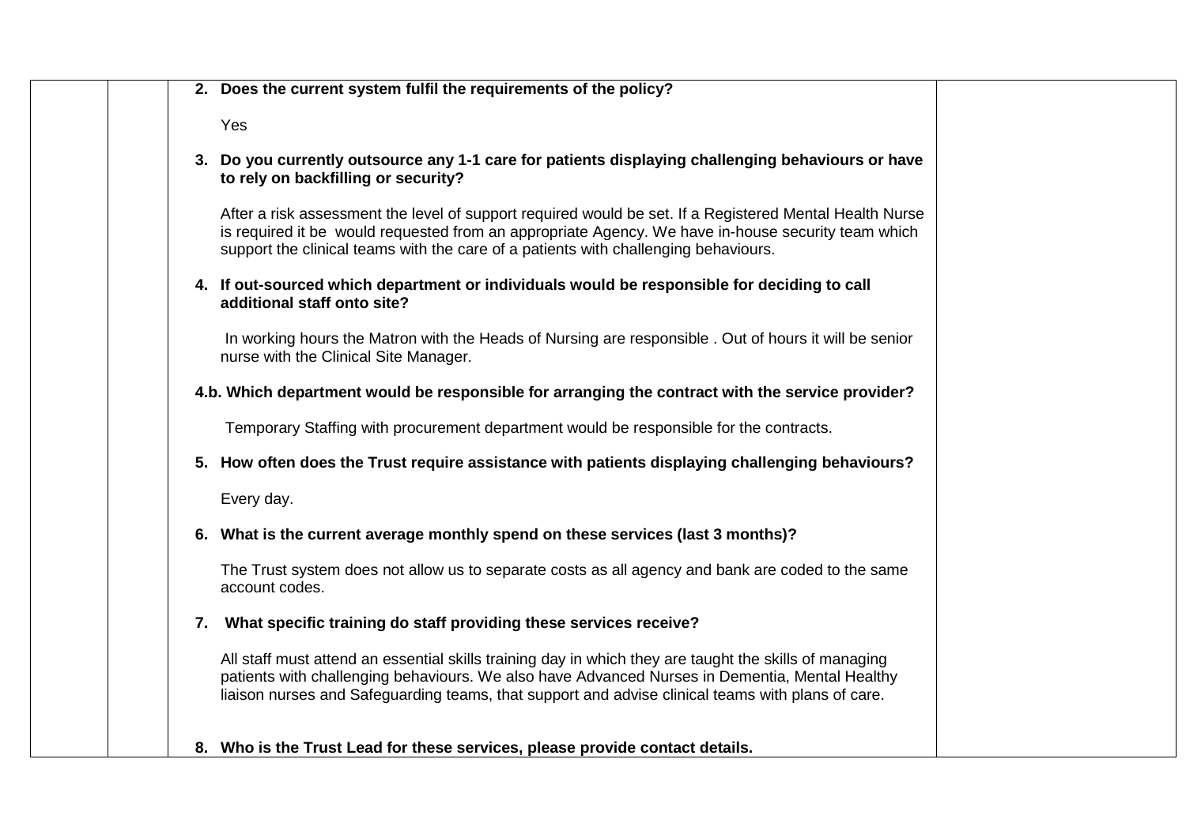2. **Does the current system fulfil the requirements of the policy?**

   Yes

3. **Do you currently outsource any 1-1 care for patients displaying challenging behaviours or have to rely on backfilling or security?**

   After a risk assessment the level of support required would be set. If a Registered Mental Health Nurse is required it be would requested from an appropriate Agency. We have in-house security team which support the clinical teams with the care of a patients with challenging behaviours.

4. **If out-sourced which department or individuals would be responsible for deciding to call additional staff onto site?**

   In working hours the Matron with the Heads of Nursing are responsible . Out of hours it will be senior nurse with the Clinical Site Manager.

**4.b. Which department would be responsible for arranging the contract with the service provider?**

   Temporary Staffing with procurement department would be responsible for the contracts.

5. **How often does the Trust require assistance with patients displaying challenging behaviours?**

   Every day.

6. **What is the current average monthly spend on these services (last 3 months)?**

   The Trust system does not allow us to separate costs as all agency and bank are coded to the same account codes.

7. **What specific training do staff providing these services receive?**

   All staff must attend an essential skills training day in which they are taught the skills of managing patients with challenging behaviours. We also have Advanced Nurses in Dementia, Mental Healthy liaison nurses and Safeguarding teams, that support and advise clinical teams with plans of care.

8. **Who is the Trust Lead for these services, please provide contact details.**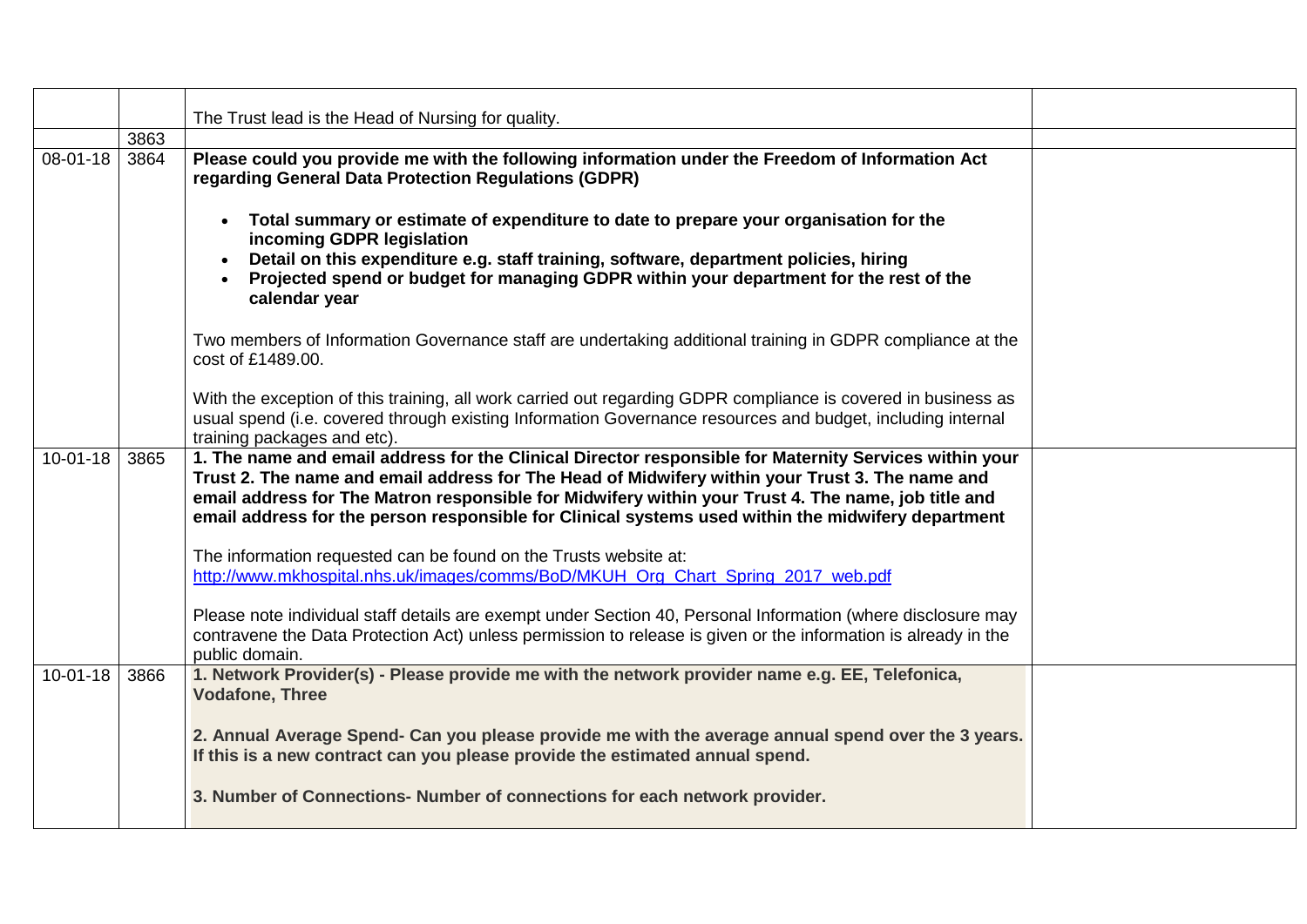| | | | |
|---|---|---|---|
| | | The Trust lead is the Head of Nursing for quality. | |
| | 3863 | | |
| 08-01-18 | 3864 | **Please could you provide me with the following information under the Freedom of Information Act regarding General Data Protection Regulations (GDPR)**<br><br>• **Total summary or estimate of expenditure to date to prepare your organisation for the incoming GDPR legislation**<br>• **Detail on this expenditure e.g. staff training, software, department policies, hiring**<br>• **Projected spend or budget for managing GDPR within your department for the rest of the calendar year**<br><br>Two members of Information Governance staff are undertaking additional training in GDPR compliance at the cost of £1489.00.<br><br>With the exception of this training, all work carried out regarding GDPR compliance is covered in business as usual spend (i.e. covered through existing Information Governance resources and budget, including internal training packages and etc). | |
| 10-01-18 | 3865 | **1. The name and email address for the Clinical Director responsible for Maternity Services within your Trust 2. The name and email address for The Head of Midwifery within your Trust 3. The name and email address for The Matron responsible for Midwifery within your Trust 4. The name, job title and email address for the person responsible for Clinical systems used within the midwifery department**<br><br>The information requested can be found on the Trusts website at: http://www.mkhospital.nhs.uk/images/comms/BoD/MKUH_Org_Chart_Spring_2017_web.pdf<br><br>Please note individual staff details are exempt under Section 40, Personal Information (where disclosure may contravene the Data Protection Act) unless permission to release is given or the information is already in the public domain. | |
| 10-01-18 | 3866 | **1. Network Provider(s) - Please provide me with the network provider name e.g. EE, Telefonica, Vodafone, Three**<br><br>**2. Annual Average Spend- Can you please provide me with the average annual spend over the 3 years. If this is a new contract can you please provide the estimated annual spend.**<br><br>**3. Number of Connections- Number of connections for each network provider.** | |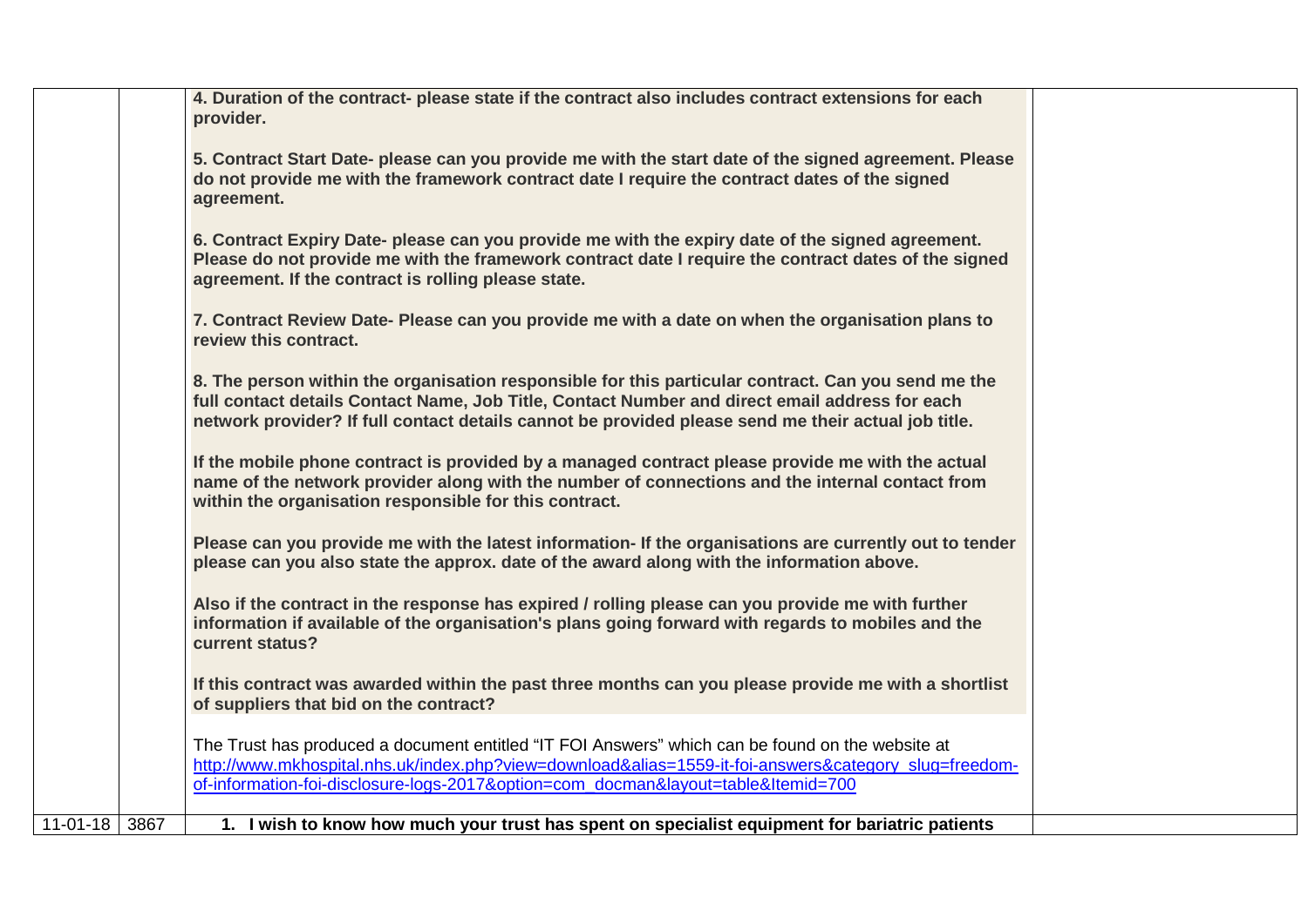| | | | |
|---|---|---|---|
| | | **4. Duration of the contract- please state if the contract also includes contract extensions for each provider.**<br><br>**5. Contract Start Date- please can you provide me with the start date of the signed agreement. Please do not provide me with the framework contract date I require the contract dates of the signed agreement.**<br><br>**6. Contract Expiry Date- please can you provide me with the expiry date of the signed agreement. Please do not provide me with the framework contract date I require the contract dates of the signed agreement. If the contract is rolling please state.**<br><br>**7. Contract Review Date- Please can you provide me with a date on when the organisation plans to review this contract.**<br><br>**8. The person within the organisation responsible for this particular contract. Can you send me the full contact details Contact Name, Job Title, Contact Number and direct email address for each network provider? If full contact details cannot be provided please send me their actual job title.**<br><br>**If the mobile phone contract is provided by a managed contract please provide me with the actual name of the network provider along with the number of connections and the internal contact from within the organisation responsible for this contract.**<br><br>**Please can you provide me with the latest information- If the organisations are currently out to tender please can you also state the approx. date of the award along with the information above.**<br><br>**Also if the contract in the response has expired / rolling please can you provide me with further information if available of the organisation's plans going forward with regards to mobiles and the current status?**<br><br>**If this contract was awarded within the past three months can you please provide me with a shortlist of suppliers that bid on the contract?**<br><br>The Trust has produced a document entitled "IT FOI Answers" which can be found on the website at http://www.mkhospital.nhs.uk/index.php?view=download&alias=1559-it-foi-answers&category_slug=freedom-of-information-foi-disclosure-logs-2017&option=com_docman&layout=table&Itemid=700 | |
| 11-01-18 | 3867 | **1. I wish to know how much your trust has spent on specialist equipment for bariatric patients** | |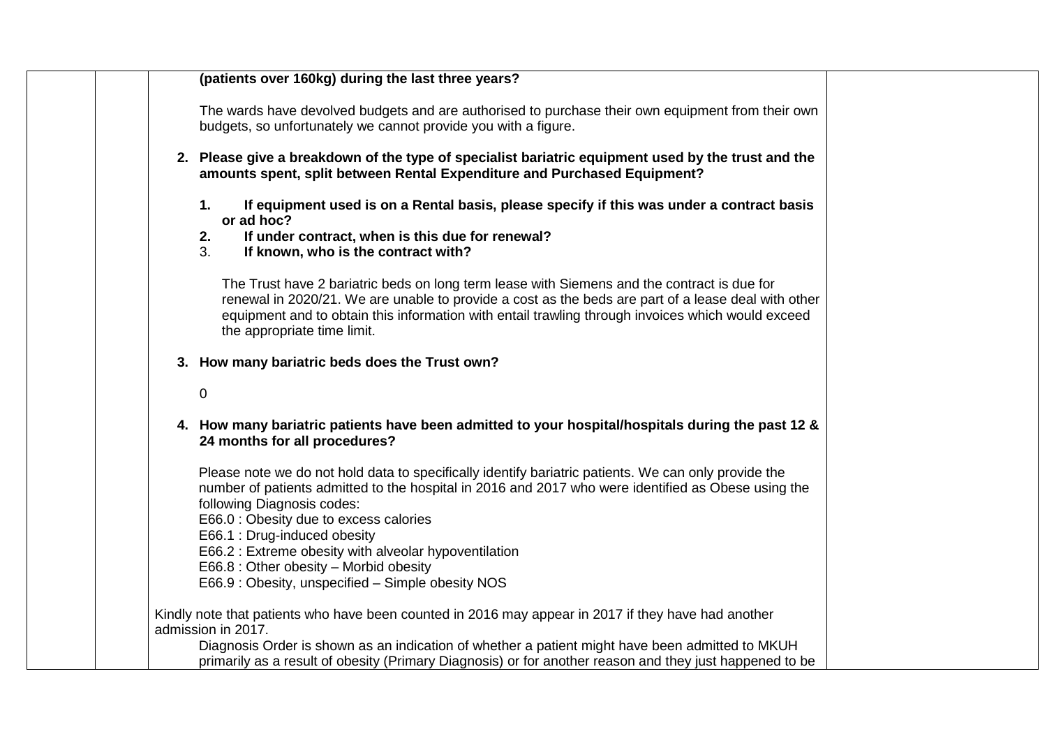**(patients over 160kg) during the last three years?**

The wards have devolved budgets and are authorised to purchase their own equipment from their own budgets, so unfortunately we cannot provide you with a figure.

2. **Please give a breakdown of the type of specialist bariatric equipment used by the trust and the amounts spent, split between Rental Expenditure and Purchased Equipment?**

   1. **If equipment used is on a Rental basis, please specify if this was under a contract basis or ad hoc?**
   2. **If under contract, when is this due for renewal?**
   3. **If known, who is the contract with?**

   The Trust have 2 bariatric beds on long term lease with Siemens and the contract is due for renewal in 2020/21. We are unable to provide a cost as the beds are part of a lease deal with other equipment and to obtain this information with entail trawling through invoices which would exceed the appropriate time limit.

3. **How many bariatric beds does the Trust own?**

   0

4. **How many bariatric patients have been admitted to your hospital/hospitals during the past 12 & 24 months for all procedures?**

   Please note we do not hold data to specifically identify bariatric patients. We can only provide the number of patients admitted to the hospital in 2016 and 2017 who were identified as Obese using the following Diagnosis codes:
   E66.0 : Obesity due to excess calories
   E66.1 : Drug-induced obesity
   E66.2 : Extreme obesity with alveolar hypoventilation
   E66.8 : Other obesity – Morbid obesity
   E66.9 : Obesity, unspecified – Simple obesity NOS

Kindly note that patients who have been counted in 2016 may appear in 2017 if they have had another admission in 2017.

Diagnosis Order is shown as an indication of whether a patient might have been admitted to MKUH primarily as a result of obesity (Primary Diagnosis) or for another reason and they just happened to be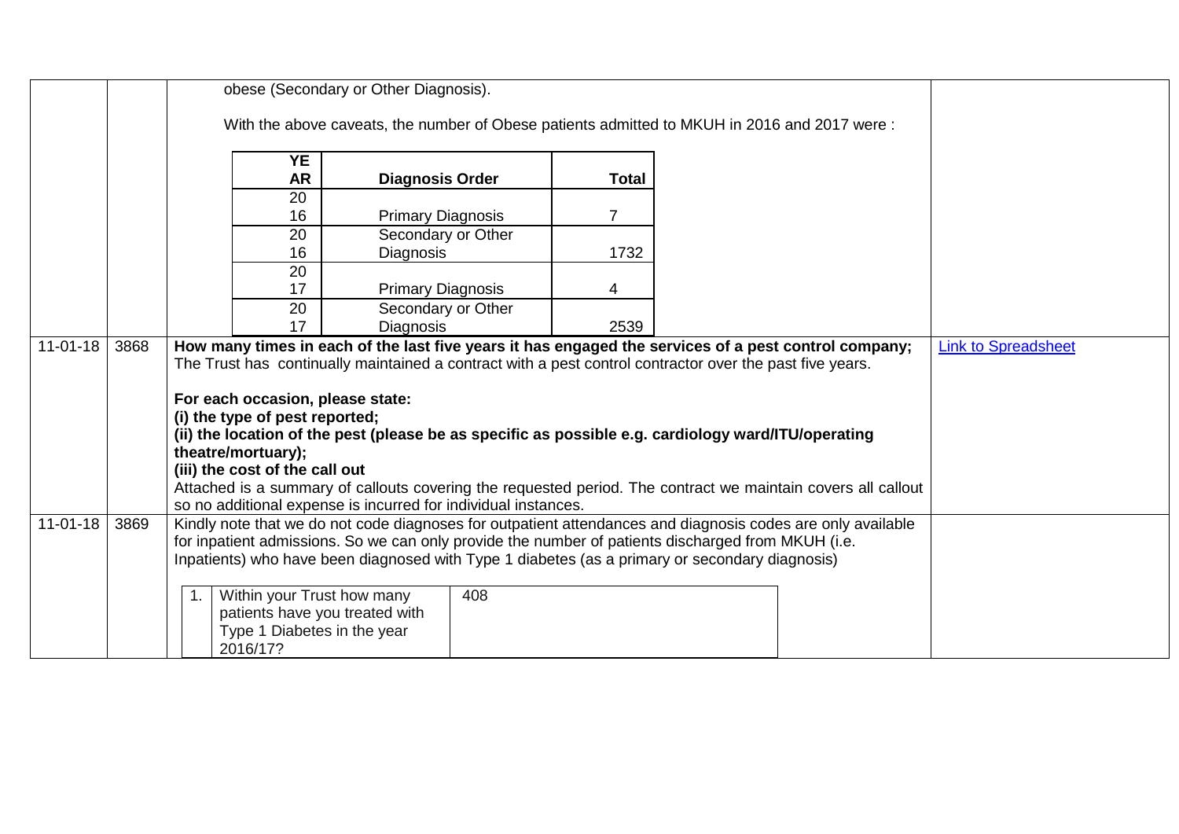| Date | Ref | Response | Attachment |
|---|---|---|---|
| | | obese (Secondary or Other Diagnosis).<br><br>With the above caveats, the number of Obese patients admitted to MKUH in 2016 and 2017 were :<br><br>**YEAR** / **Diagnosis Order** / **Total**<br>2016 / Primary Diagnosis / 7<br>2016 / Secondary or Other Diagnosis / 1732<br>2017 / Primary Diagnosis / 4<br>2017 / Secondary or Other Diagnosis / 2539 | |
| 11-01-18 | 3868 | **How many times in each of the last five years it has engaged the services of a pest control company;**<br>The Trust has continually maintained a contract with a pest control contractor over the past five years.<br><br>**For each occasion, please state:**<br>**(i) the type of pest reported;**<br>**(ii) the location of the pest (please be as specific as possible e.g. cardiology ward/ITU/operating theatre/mortuary);**<br>**(iii) the cost of the call out**<br>Attached is a summary of callouts covering the requested period. The contract we maintain covers all callout so no additional expense is incurred for individual instances. | Link to Spreadsheet |
| 11-01-18 | 3869 | Kindly note that we do not code diagnoses for outpatient attendances and diagnosis codes are only available for inpatient admissions. So we can only provide the number of patients discharged from MKUH (i.e. Inpatients) who have been diagnosed with Type 1 diabetes (as a primary or secondary diagnosis)<br><br>1. Within your Trust how many patients have you treated with Type 1 Diabetes in the year 2016/17? — 408 | |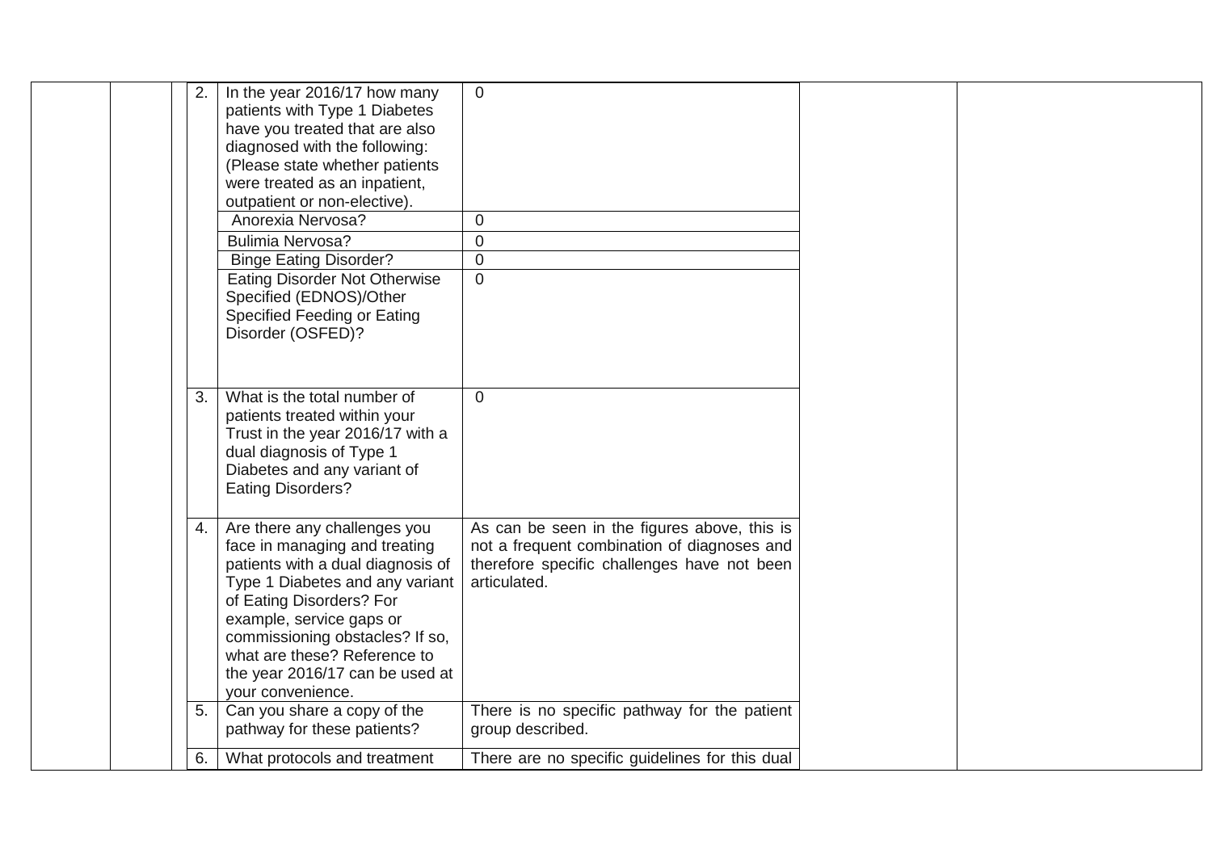| | | | | | | |
|---|---|---|---|---|---|---|
| | | 2. | In the year 2016/17 how many patients with Type 1 Diabetes have you treated that are also diagnosed with the following: (Please state whether patients were treated as an inpatient, outpatient or non-elective). | 0 | | |
| | | | Anorexia Nervosa? | 0 | | |
| | | | Bulimia Nervosa? | 0 | | |
| | | | Binge Eating Disorder? | 0 | | |
| | | | Eating Disorder Not Otherwise Specified (EDNOS)/Other Specified Feeding or Eating Disorder (OSFED)? | 0 | | |
| | | 3. | What is the total number of patients treated within your Trust in the year 2016/17 with a dual diagnosis of Type 1 Diabetes and any variant of Eating Disorders? | 0 | | |
| | | 4. | Are there any challenges you face in managing and treating patients with a dual diagnosis of Type 1 Diabetes and any variant of Eating Disorders? For example, service gaps or commissioning obstacles? If so, what are these? Reference to the year 2016/17 can be used at your convenience. | As can be seen in the figures above, this is not a frequent combination of diagnoses and therefore specific challenges have not been articulated. | | |
| | | 5. | Can you share a copy of the pathway for these patients? | There is no specific pathway for the patient group described. | | |
| | | 6. | What protocols and treatment | There are no specific guidelines for this dual | | |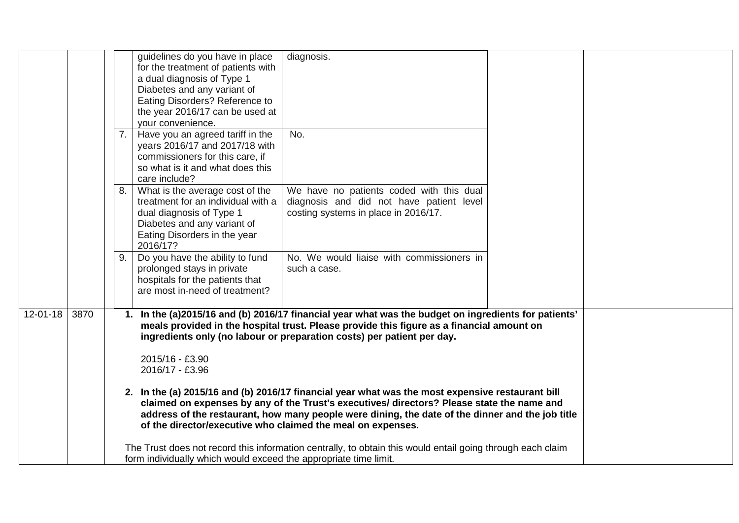| Date | Ref | Request / Response | | |
|---|---|---|---|---|
| | | | guidelines do you have in place for the treatment of patients with a dual diagnosis of Type 1 Diabetes and any variant of Eating Disorders? Reference to the year 2016/17 can be used at your convenience. | diagnosis. |
| | | 7. | Have you an agreed tariff in the years 2016/17 and 2017/18 with commissioners for this care, if so what is it and what does this care include? | No. |
| | | 8. | What is the average cost of the treatment for an individual with a dual diagnosis of Type 1 Diabetes and any variant of Eating Disorders in the year 2016/17? | We have no patients coded with this dual diagnosis and did not have patient level costing systems in place in 2016/17. |
| | | 9. | Do you have the ability to fund prolonged stays in private hospitals for the patients that are most in-need of treatment? | No. We would liaise with commissioners in such a case. |
| 12-01-18 | 3870 | **1. In the (a)2015/16 and (b) 2016/17 financial year what was the budget on ingredients for patients' meals provided in the hospital trust. Please provide this figure as a financial amount on ingredients only (no labour or preparation costs) per patient per day.**<br><br>2015/16 - £3.90<br>2016/17 - £3.96<br><br>**2. In the (a) 2015/16 and (b) 2016/17 financial year what was the most expensive restaurant bill claimed on expenses by any of the Trust's executives/ directors? Please state the name and address of the restaurant, how many people were dining, the date of the dinner and the job title of the director/executive who claimed the meal on expenses.**<br><br>The Trust does not record this information centrally, to obtain this would entail going through each claim form individually which would exceed the appropriate time limit. | | |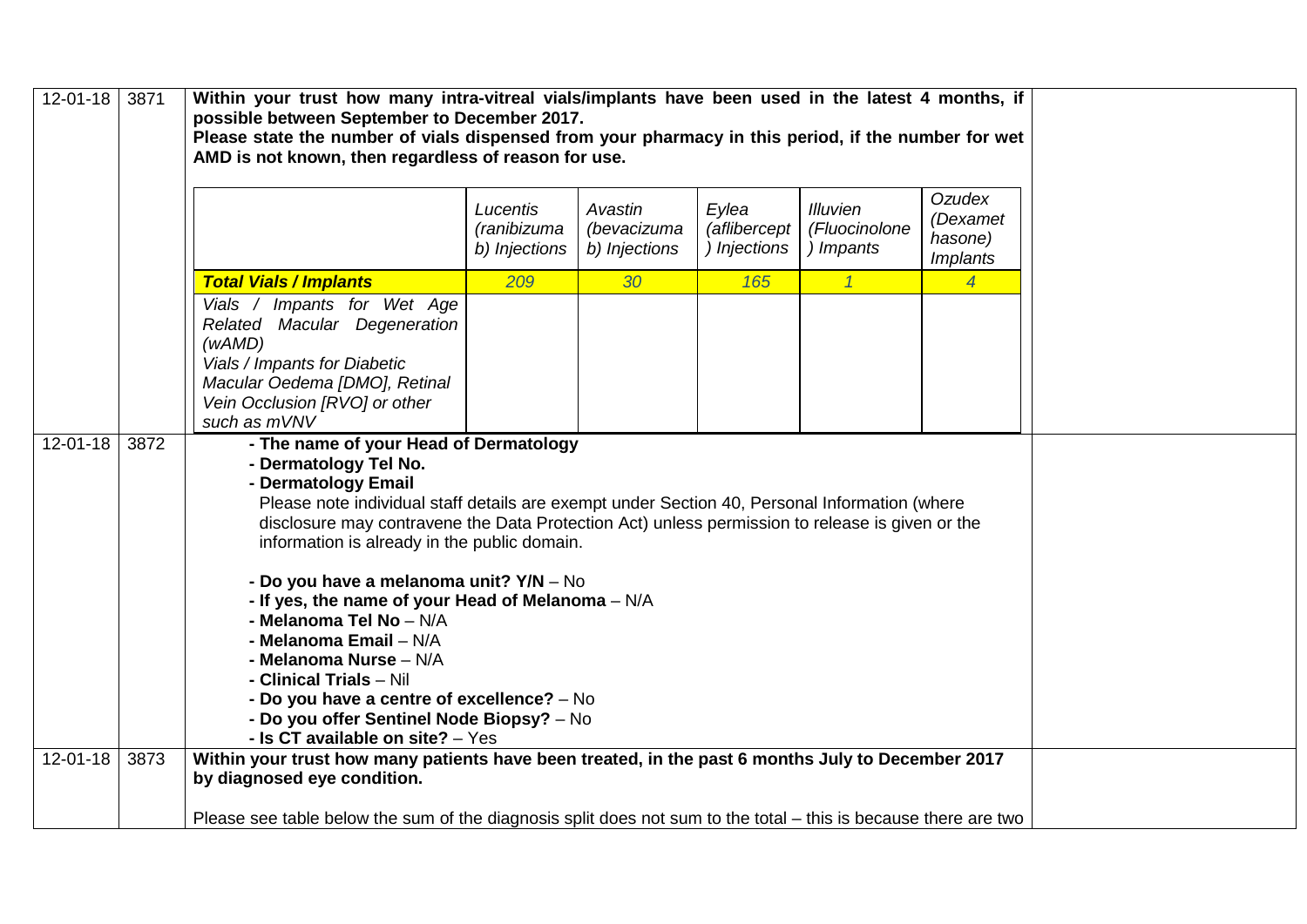| Date | Ref | Request | Response |
|---|---|---|---|
| 12-01-18 | 3871 | **Within your trust how many intra-vitreal vials/implants have been used in the latest 4 months, if possible between September to December 2017.** **Please state the number of vials dispensed from your pharmacy in this period, if the number for wet AMD is not known, then regardless of reason for use.** | |

| | *Lucentis (ranibizumab) Injections* | *Avastin (bevacizumab) Injections* | *Eylea (aflibercept) Injections* | *Illuvien (Fluocinolone) Impants* | *Ozudex (Dexamethasone) Implants* |
|---|---|---|---|---|---|
| ***Total Vials / Implants*** | *209* | *30* | *165* | *1* | *4* |
| *Vials / Impants for Wet Age Related Macular Degeneration (wAMD)* | | | | | |
| *Vials / Impants for Diabetic Macular Oedema [DMO], Retinal Vein Occlusion [RVO] or other such as mVNV* | | | | | |

| Date | Ref | Request | Response |
|---|---|---|---|
| 12-01-18 | 3872 | **- The name of your Head of Dermatology**<br>**- Dermatology Tel No.**<br>**- Dermatology Email**<br>Please note individual staff details are exempt under Section 40, Personal Information (where disclosure may contravene the Data Protection Act) unless permission to release is given or the information is already in the public domain.<br><br>**- Do you have a melanoma unit? Y/N** – No<br>**- If yes, the name of your Head of Melanoma** – N/A<br>**- Melanoma Tel No** – N/A<br>**- Melanoma Email** – N/A<br>**- Melanoma Nurse** – N/A<br>**- Clinical Trials** – Nil<br>**- Do you have a centre of excellence?** – No<br>**- Do you offer Sentinel Node Biopsy?** – No<br>**- Is CT available on site?** – Yes | |
| 12-01-18 | 3873 | **Within your trust how many patients have been treated, in the past 6 months July to December 2017 by diagnosed eye condition.**<br><br>Please see table below the sum of the diagnosis split does not sum to the total – this is because there are two | |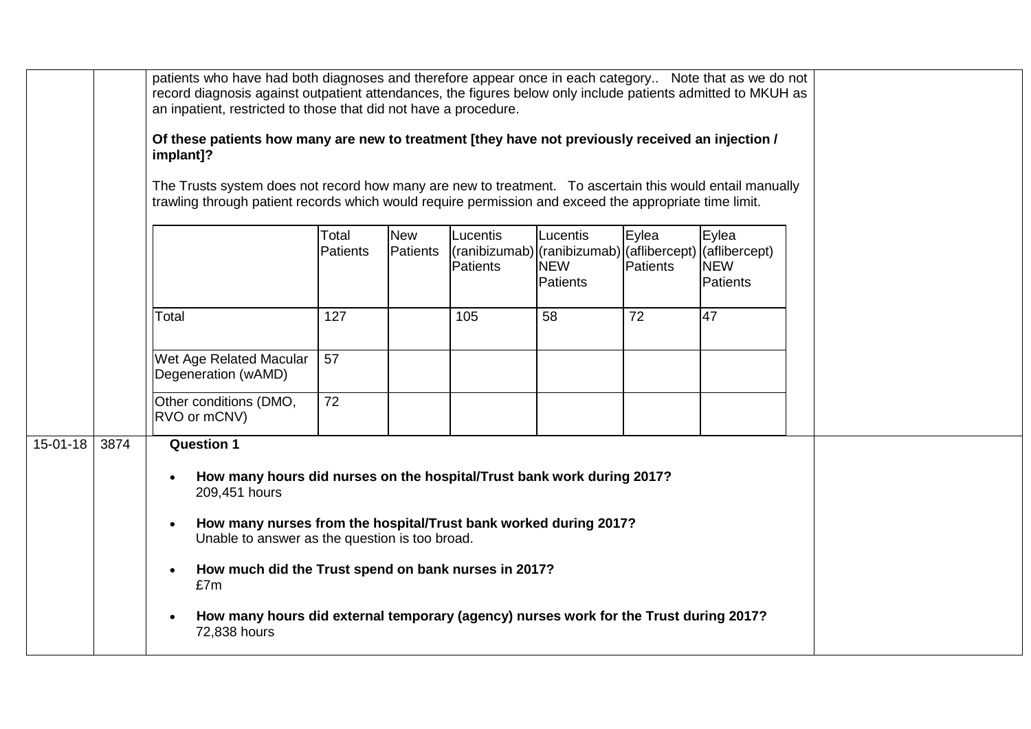| | | | |
|---|---|---|---|
| | | patients who have had both diagnoses and therefore appear once in each category.. Note that as we do not record diagnosis against outpatient attendances, the figures below only include patients admitted to MKUH as an inpatient, restricted to those that did not have a procedure.<br><br>**Of these patients how many are new to treatment [they have not previously received an injection / implant]?**<br><br>The Trusts system does not record how many are new to treatment. To ascertain this would entail manually trawling through patient records which would require permission and exceed the appropriate time limit. | |

| | Total Patients | New Patients | Lucentis (ranibizumab) Patients | Lucentis (ranibizumab) NEW Patients | Eylea (aflibercept) Patients | Eylea (aflibercept) NEW Patients |
|---|---|---|---|---|---|---|
| Total | 127 | | 105 | 58 | 72 | 47 |
| Wet Age Related Macular Degeneration (wAMD) | 57 | | | | | |
| Other conditions (DMO, RVO or mCNV) | 72 | | | | | |

| | | | |
|---|---|---|---|
| 15-01-18 | 3874 | **Question 1**<br><br>• **How many hours did nurses on the hospital/Trust bank work during 2017?**<br>209,451 hours<br><br>• **How many nurses from the hospital/Trust bank worked during 2017?**<br>Unable to answer as the question is too broad.<br><br>• **How much did the Trust spend on bank nurses in 2017?**<br>£7m<br><br>• **How many hours did external temporary (agency) nurses work for the Trust during 2017?**<br>72,838 hours | |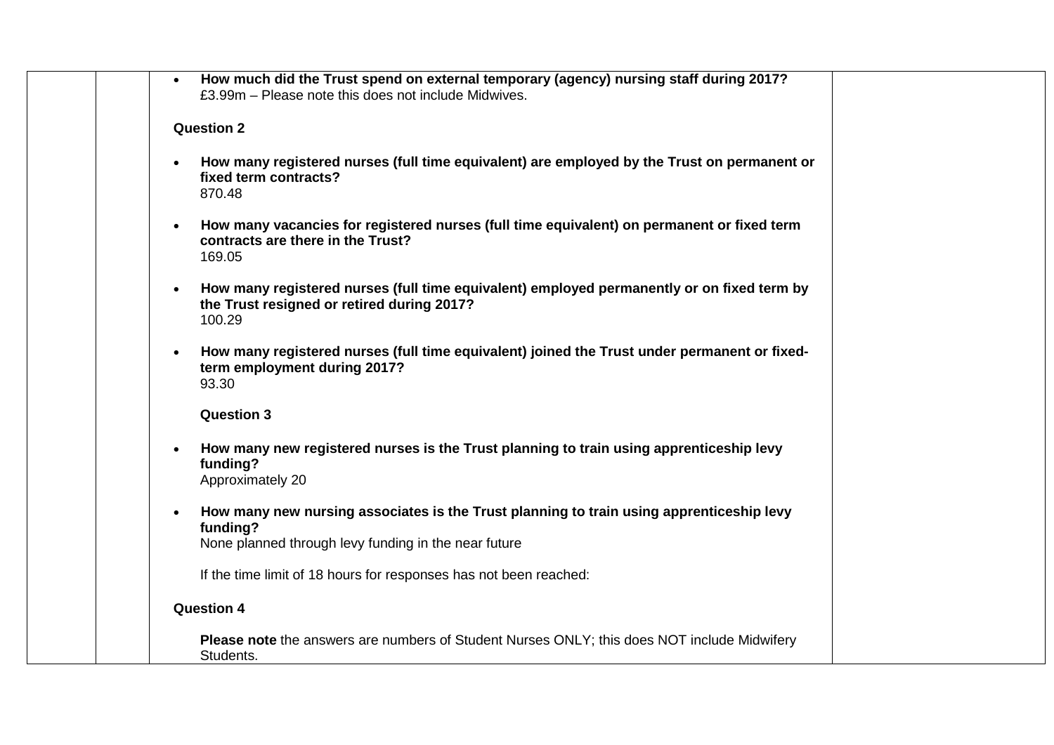- **How much did the Trust spend on external temporary (agency) nursing staff during 2017?**
  £3.99m – Please note this does not include Midwives.

**Question 2**

- **How many registered nurses (full time equivalent) are employed by the Trust on permanent or fixed term contracts?**
  870.48

- **How many vacancies for registered nurses (full time equivalent) on permanent or fixed term contracts are there in the Trust?**
  169.05

- **How many registered nurses (full time equivalent) employed permanently or on fixed term by the Trust resigned or retired during 2017?**
  100.29

- **How many registered nurses (full time equivalent) joined the Trust under permanent or fixed-term employment during 2017?**
  93.30

**Question 3**

- **How many new registered nurses is the Trust planning to train using apprenticeship levy funding?**
  Approximately 20

- **How many new nursing associates is the Trust planning to train using apprenticeship levy funding?**
  None planned through levy funding in the near future

If the time limit of 18 hours for responses has not been reached:

**Question 4**

**Please note** the answers are numbers of Student Nurses ONLY; this does NOT include Midwifery Students.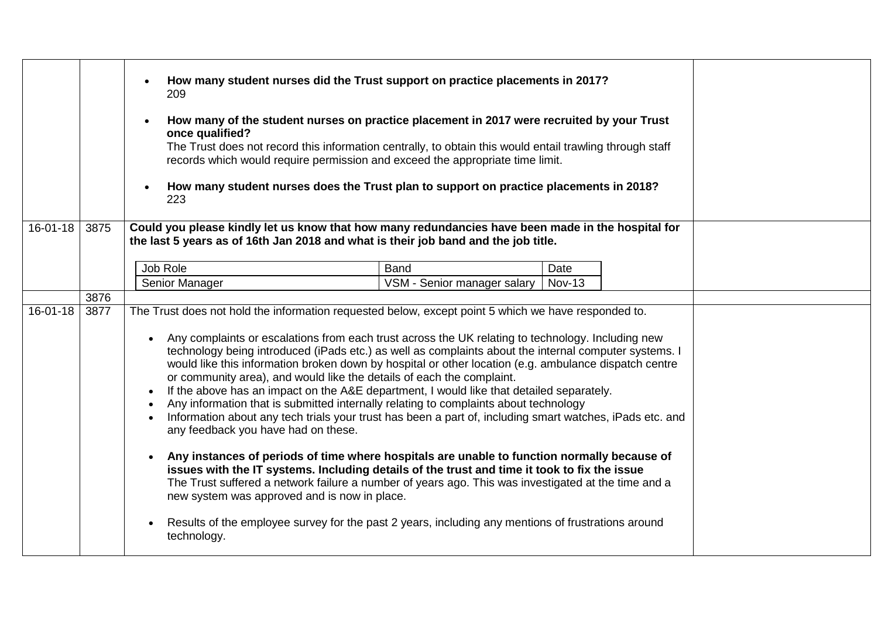| | | | |
|---|---|---|---|
| | | • **How many student nurses did the Trust support on practice placements in 2017?**<br>209<br><br>• **How many of the student nurses on practice placement in 2017 were recruited by your Trust once qualified?**<br>The Trust does not record this information centrally, to obtain this would entail trawling through staff records which would require permission and exceed the appropriate time limit.<br><br>• **How many student nurses does the Trust plan to support on practice placements in 2018?**<br>223 | |
| 16-01-18 | 3875 | **Could you please kindly let us know that how many redundancies have been made in the hospital for the last 5 years as of 16th Jan 2018 and what is their job band and the job title.**<br><br>Job Role: Senior Manager; Band: VSM - Senior manager salary; Date: Nov-13 | |
| | 3876 | | |
| 16-01-18 | 3877 | The Trust does not hold the information requested below, except point 5 which we have responded to.<br><br>• Any complaints or escalations from each trust across the UK relating to technology. Including new technology being introduced (iPads etc.) as well as complaints about the internal computer systems. I would like this information broken down by hospital or other location (e.g. ambulance dispatch centre or community area), and would like the details of each the complaint.<br>• If the above has an impact on the A&E department, I would like that detailed separately.<br>• Any information that is submitted internally relating to complaints about technology<br>• Information about any tech trials your trust has been a part of, including smart watches, iPads etc. and any feedback you have had on these.<br><br>• **Any instances of periods of time where hospitals are unable to function normally because of issues with the IT systems. Including details of the trust and time it took to fix the issue**<br>The Trust suffered a network failure a number of years ago. This was investigated at the time and a new system was approved and is now in place.<br><br>• Results of the employee survey for the past 2 years, including any mentions of frustrations around technology. | |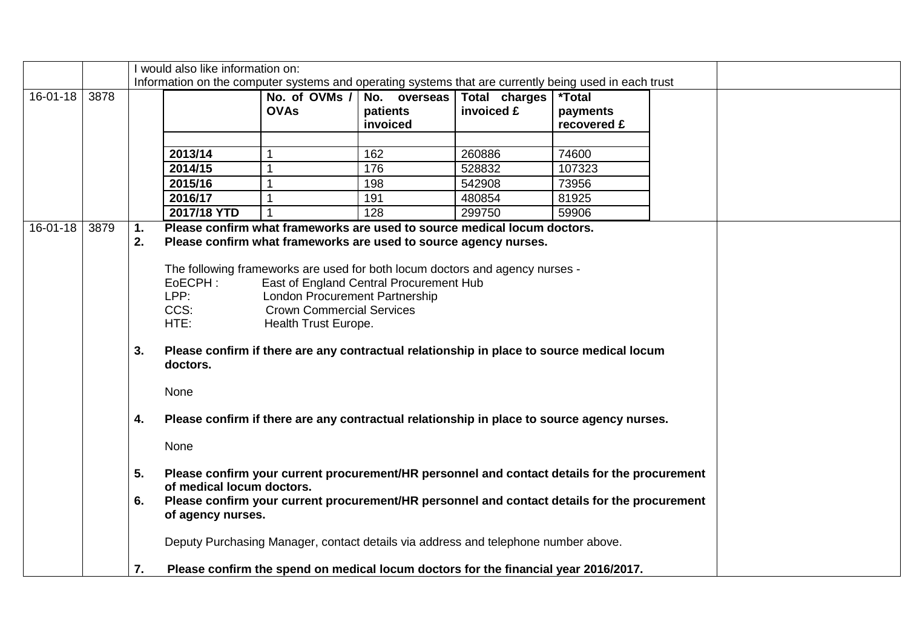| | | | |
|---|---|---|---|
| | | I would also like information on:<br>Information on the computer systems and operating systems that are currently being used in each trust | |
| 16-01-18 | 3878 | (see table below) | |
| 16-01-18 | 3879 | (see text below) | |

**3878:**

| | No. of OVMs / OVAs | No. overseas patients invoiced | Total charges invoiced £ | *Total payments recovered £ |
|---|---|---|---|---|
| | | | | |
| **2013/14** | 1 | 162 | 260886 | 74600 |
| **2014/15** | 1 | 176 | 528832 | 107323 |
| **2015/16** | 1 | 198 | 542908 | 73956 |
| **2016/17** | 1 | 191 | 480854 | 81925 |
| **2017/18 YTD** | 1 | 128 | 299750 | 59906 |

**3879:**

1. **Please confirm what frameworks are used to source medical locum doctors.**
2. **Please confirm what frameworks are used to source agency nurses.**

   The following frameworks are used for both locum doctors and agency nurses -
   EoECPH : East of England Central Procurement Hub
   LPP: London Procurement Partnership
   CCS: Crown Commercial Services
   HTE: Health Trust Europe.

3. **Please confirm if there are any contractual relationship in place to source medical locum doctors.**

   None

4. **Please confirm if there are any contractual relationship in place to source agency nurses.**

   None

5. **Please confirm your current procurement/HR personnel and contact details for the procurement of medical locum doctors.**
6. **Please confirm your current procurement/HR personnel and contact details for the procurement of agency nurses.**

   Deputy Purchasing Manager, contact details via address and telephone number above.

7. **Please confirm the spend on medical locum doctors for the financial year 2016/2017.**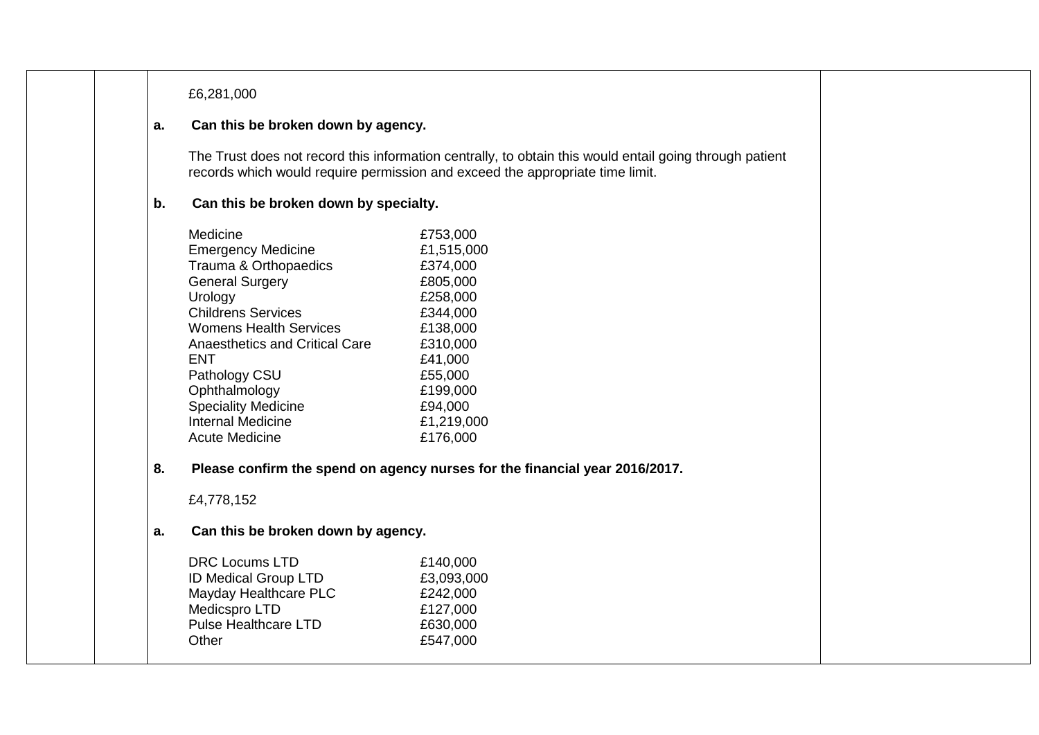£6,281,000

**a. Can this be broken down by agency.**

The Trust does not record this information centrally, to obtain this would entail going through patient records which would require permission and exceed the appropriate time limit.

**b. Can this be broken down by specialty.**

| | |
|---|---|
| Medicine | £753,000 |
| Emergency Medicine | £1,515,000 |
| Trauma & Orthopaedics | £374,000 |
| General Surgery | £805,000 |
| Urology | £258,000 |
| Childrens Services | £344,000 |
| Womens Health Services | £138,000 |
| Anaesthetics and Critical Care | £310,000 |
| ENT | £41,000 |
| Pathology CSU | £55,000 |
| Ophthalmology | £199,000 |
| Speciality Medicine | £94,000 |
| Internal Medicine | £1,219,000 |
| Acute Medicine | £176,000 |

**8. Please confirm the spend on agency nurses for the financial year 2016/2017.**

£4,778,152

**a. Can this be broken down by agency.**

| | |
|---|---|
| DRC Locums LTD | £140,000 |
| ID Medical Group LTD | £3,093,000 |
| Mayday Healthcare PLC | £242,000 |
| Medicspro LTD | £127,000 |
| Pulse Healthcare LTD | £630,000 |
| Other | £547,000 |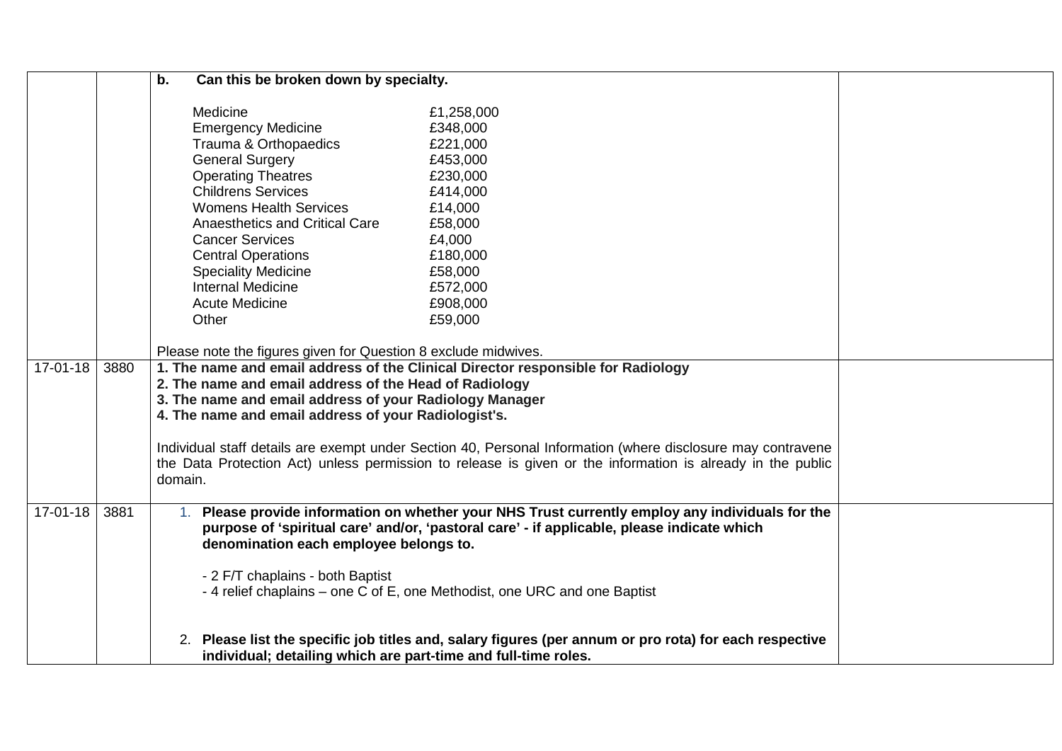| | | | |
|---|---|---|---|
| | | **b. Can this be broken down by specialty.**<br><br>Medicine £1,258,000<br>Emergency Medicine £348,000<br>Trauma & Orthopaedics £221,000<br>General Surgery £453,000<br>Operating Theatres £230,000<br>Childrens Services £414,000<br>Womens Health Services £14,000<br>Anaesthetics and Critical Care £58,000<br>Cancer Services £4,000<br>Central Operations £180,000<br>Speciality Medicine £58,000<br>Internal Medicine £572,000<br>Acute Medicine £908,000<br>Other £59,000<br><br>Please note the figures given for Question 8 exclude midwives. | |
| 17-01-18 | 3880 | **1. The name and email address of the Clinical Director responsible for Radiology**<br>**2. The name and email address of the Head of Radiology**<br>**3. The name and email address of your Radiology Manager**<br>**4. The name and email address of your Radiologist's.**<br><br>Individual staff details are exempt under Section 40, Personal Information (where disclosure may contravene the Data Protection Act) unless permission to release is given or the information is already in the public domain. | |
| 17-01-18 | 3881 | 1. **Please provide information on whether your NHS Trust currently employ any individuals for the purpose of 'spiritual care' and/or, 'pastoral care' - if applicable, please indicate which denomination each employee belongs to.**<br><br>- 2 F/T chaplains - both Baptist<br>- 4 relief chaplains – one C of E, one Methodist, one URC and one Baptist<br><br>2. **Please list the specific job titles and, salary figures (per annum or pro rota) for each respective individual; detailing which are part-time and full-time roles.** | |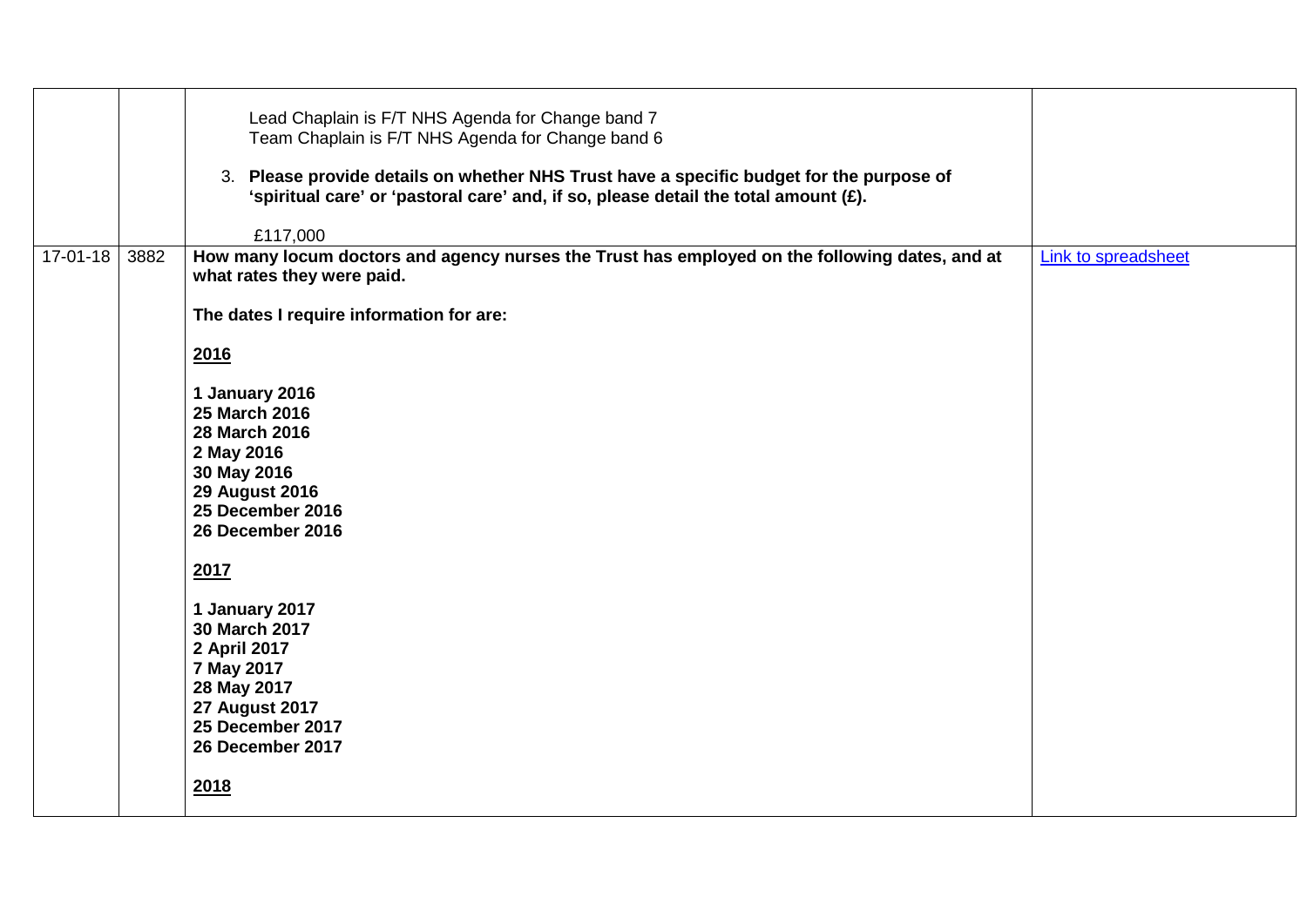| | | | |
|---|---|---|---|
| | | Lead Chaplain is F/T NHS Agenda for Change band 7<br>Team Chaplain is F/T NHS Agenda for Change band 6<br><br>3. **Please provide details on whether NHS Trust have a specific budget for the purpose of 'spiritual care' or 'pastoral care' and, if so, please detail the total amount (£).**<br><br>£117,000 | |
| 17-01-18 | 3882 | **How many locum doctors and agency nurses the Trust has employed on the following dates, and at what rates they were paid.**<br><br>**The dates I require information for are:**<br><br>**<u>2016</u>**<br><br>**1 January 2016**<br>**25 March 2016**<br>**28 March 2016**<br>**2 May 2016**<br>**30 May 2016**<br>**29 August 2016**<br>**25 December 2016**<br>**26 December 2016**<br><br>**<u>2017</u>**<br><br>**1 January 2017**<br>**30 March 2017**<br>**2 April 2017**<br>**7 May 2017**<br>**28 May 2017**<br>**27 August 2017**<br>**25 December 2017**<br>**26 December 2017**<br><br>**<u>2018</u>** | Link to spreadsheet |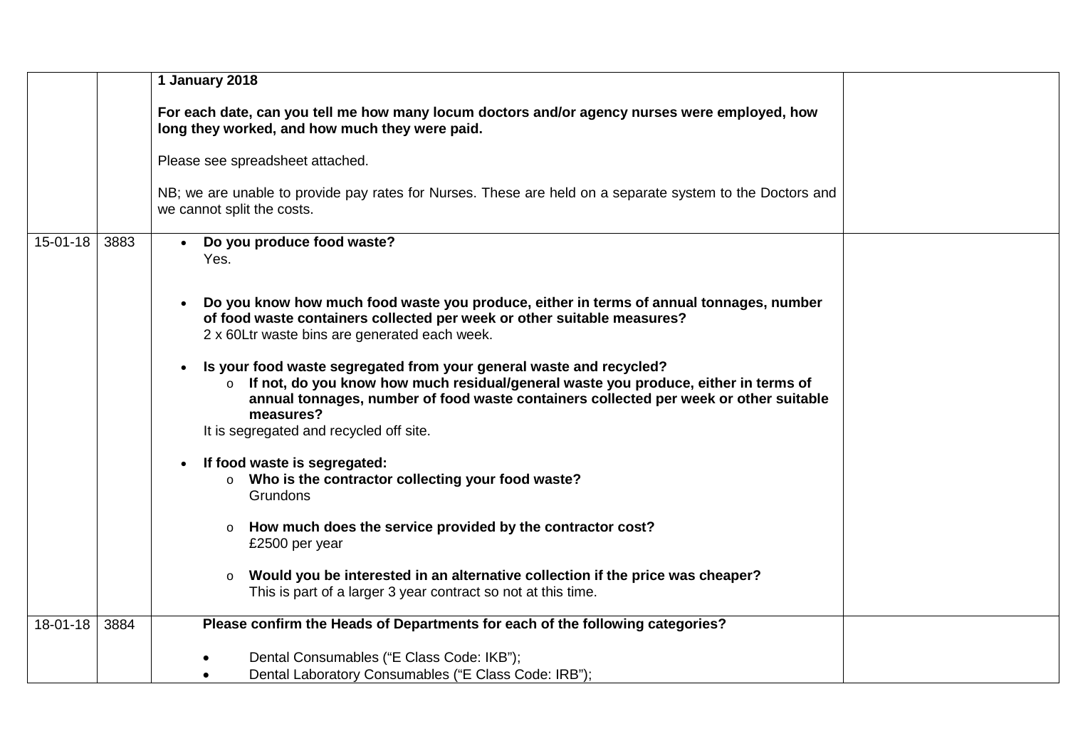| | | | |
|---|---|---|---|
| | | **1 January 2018**<br><br>**For each date, can you tell me how many locum doctors and/or agency nurses were employed, how long they worked, and how much they were paid.**<br><br>Please see spreadsheet attached.<br><br>NB; we are unable to provide pay rates for Nurses. These are held on a separate system to the Doctors and we cannot split the costs. | |
| 15-01-18 | 3883 | • **Do you produce food waste?**<br>Yes.<br><br>• **Do you know how much food waste you produce, either in terms of annual tonnages, number of food waste containers collected per week or other suitable measures?**<br>2 x 60Ltr waste bins are generated each week.<br><br>• **Is your food waste segregated from your general waste and recycled?**<br>  o **If not, do you know how much residual/general waste you produce, either in terms of annual tonnages, number of food waste containers collected per week or other suitable measures?**<br>It is segregated and recycled off site.<br><br>• **If food waste is segregated:**<br>  o **Who is the contractor collecting your food waste?**<br>  Grundons<br><br>  o **How much does the service provided by the contractor cost?**<br>  £2500 per year<br><br>  o **Would you be interested in an alternative collection if the price was cheaper?**<br>  This is part of a larger 3 year contract so not at this time. | |
| 18-01-18 | 3884 | **Please confirm the Heads of Departments for each of the following categories?**<br><br>• Dental Consumables ("E Class Code: IKB");<br>• Dental Laboratory Consumables ("E Class Code: IRB"); | |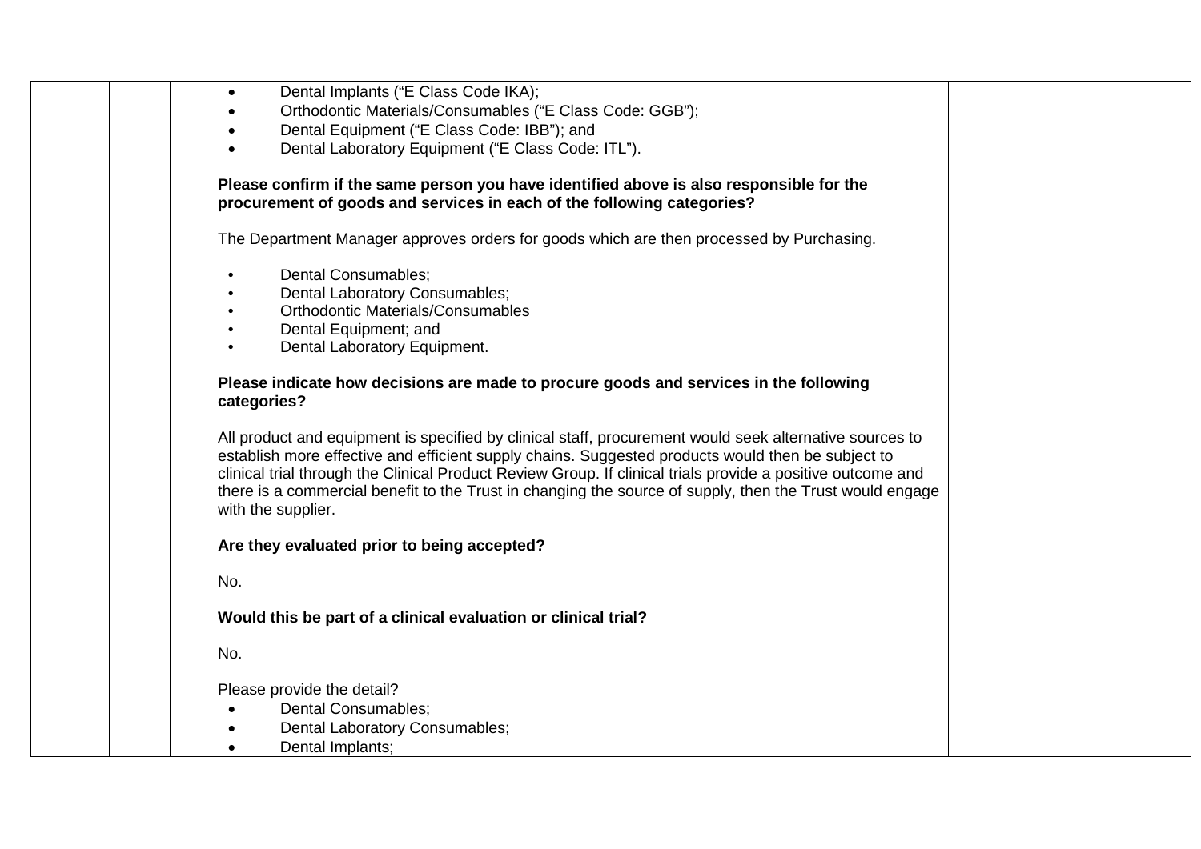|  |  | • Dental Implants ("E Class Code IKA);<br>• Orthodontic Materials/Consumables ("E Class Code: GGB");<br>• Dental Equipment ("E Class Code: IBB"); and<br>• Dental Laboratory Equipment ("E Class Code: ITL").<br><br>**Please confirm if the same person you have identified above is also responsible for the procurement of goods and services in each of the following categories?**<br><br>The Department Manager approves orders for goods which are then processed by Purchasing.<br><br>• Dental Consumables;<br>• Dental Laboratory Consumables;<br>• Orthodontic Materials/Consumables<br>• Dental Equipment; and<br>• Dental Laboratory Equipment.<br><br>**Please indicate how decisions are made to procure goods and services in the following categories?**<br><br>All product and equipment is specified by clinical staff, procurement would seek alternative sources to establish more effective and efficient supply chains. Suggested products would then be subject to clinical trial through the Clinical Product Review Group. If clinical trials provide a positive outcome and there is a commercial benefit to the Trust in changing the source of supply, then the Trust would engage with the supplier.<br><br>**Are they evaluated prior to being accepted?**<br><br>No.<br><br>**Would this be part of a clinical evaluation or clinical trial?**<br><br>No.<br><br>Please provide the detail?<br>• Dental Consumables;<br>• Dental Laboratory Consumables;<br>• Dental Implants; |  |
|---|---|---|---|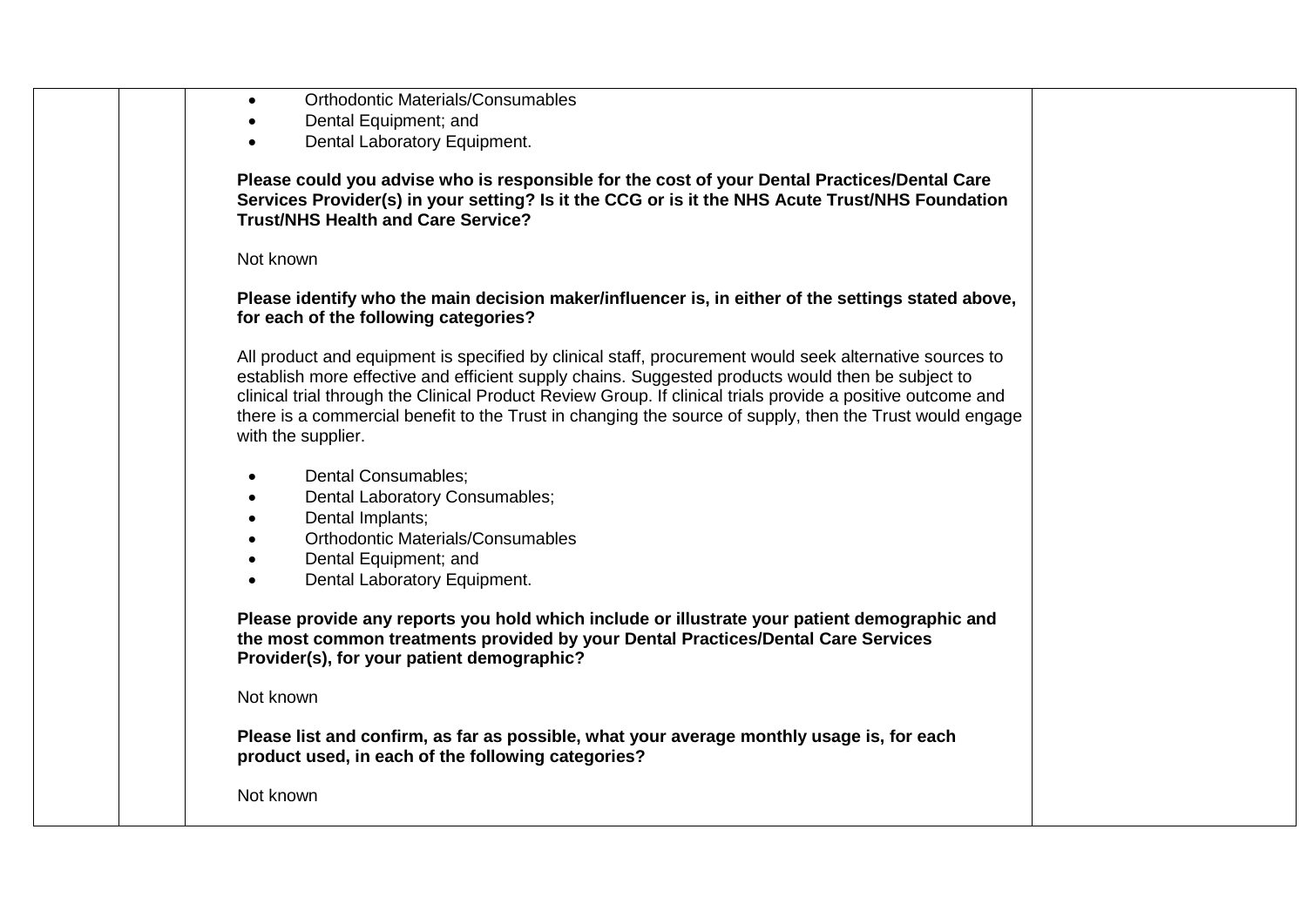- Orthodontic Materials/Consumables
- Dental Equipment; and
- Dental Laboratory Equipment.

**Please could you advise who is responsible for the cost of your Dental Practices/Dental Care Services Provider(s) in your setting? Is it the CCG or is it the NHS Acute Trust/NHS Foundation Trust/NHS Health and Care Service?**

Not known

**Please identify who the main decision maker/influencer is, in either of the settings stated above, for each of the following categories?**

All product and equipment is specified by clinical staff, procurement would seek alternative sources to establish more effective and efficient supply chains. Suggested products would then be subject to clinical trial through the Clinical Product Review Group. If clinical trials provide a positive outcome and there is a commercial benefit to the Trust in changing the source of supply, then the Trust would engage with the supplier.

- Dental Consumables;
- Dental Laboratory Consumables;
- Dental Implants;
- Orthodontic Materials/Consumables
- Dental Equipment; and
- Dental Laboratory Equipment.

**Please provide any reports you hold which include or illustrate your patient demographic and the most common treatments provided by your Dental Practices/Dental Care Services Provider(s), for your patient demographic?**

Not known

**Please list and confirm, as far as possible, what your average monthly usage is, for each product used, in each of the following categories?**

Not known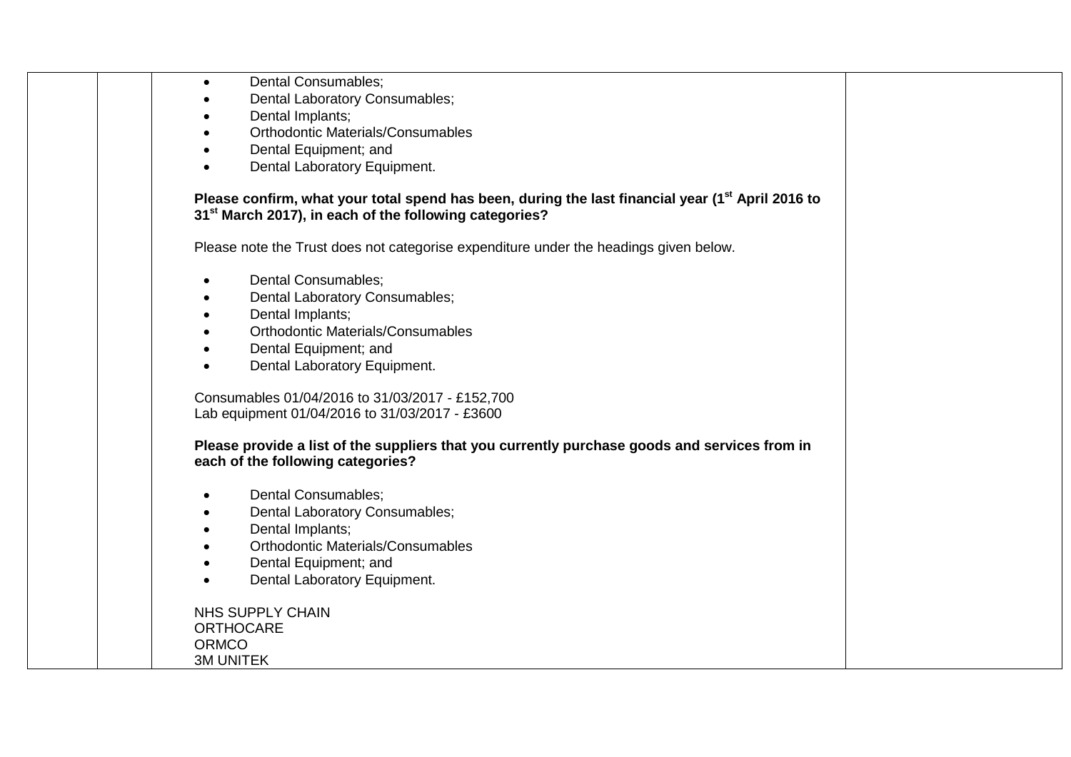| | | | |
|---|---|---|---|
| | | • Dental Consumables;<br>• Dental Laboratory Consumables;<br>• Dental Implants;<br>• Orthodontic Materials/Consumables<br>• Dental Equipment; and<br>• Dental Laboratory Equipment.<br><br>**Please confirm, what your total spend has been, during the last financial year (1st April 2016 to 31st March 2017), in each of the following categories?**<br><br>Please note the Trust does not categorise expenditure under the headings given below.<br><br>• Dental Consumables;<br>• Dental Laboratory Consumables;<br>• Dental Implants;<br>• Orthodontic Materials/Consumables<br>• Dental Equipment; and<br>• Dental Laboratory Equipment.<br><br>Consumables 01/04/2016 to 31/03/2017 - £152,700<br>Lab equipment 01/04/2016 to 31/03/2017 - £3600<br><br>**Please provide a list of the suppliers that you currently purchase goods and services from in each of the following categories?**<br><br>• Dental Consumables;<br>• Dental Laboratory Consumables;<br>• Dental Implants;<br>• Orthodontic Materials/Consumables<br>• Dental Equipment; and<br>• Dental Laboratory Equipment.<br><br>NHS SUPPLY CHAIN<br>ORTHOCARE<br>ORMCO<br>3M UNITEK | |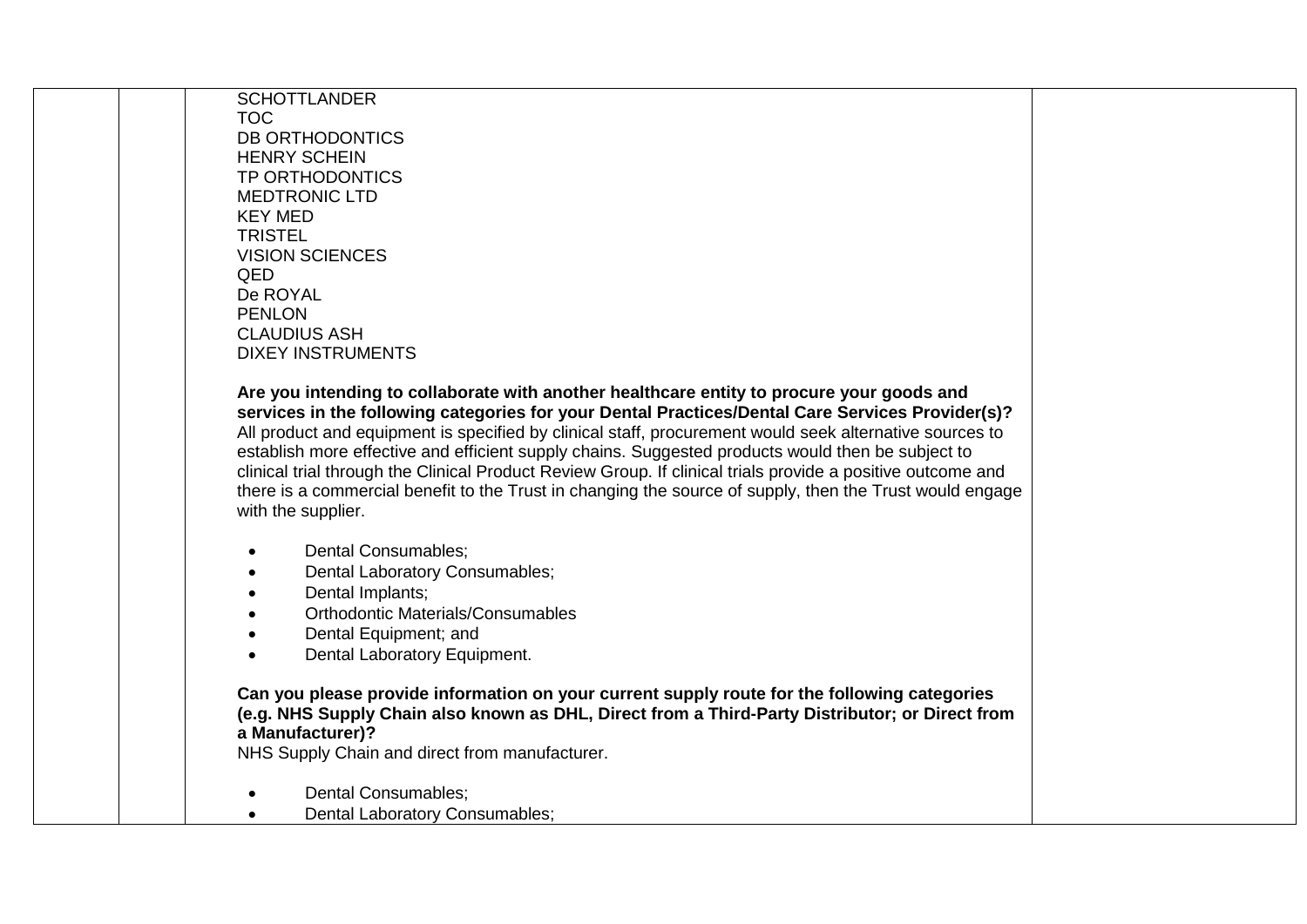SCHOTTLANDER
TOC
DB ORTHODONTICS
HENRY SCHEIN
TP ORTHODONTICS
MEDTRONIC LTD
KEY MED
TRISTEL
VISION SCIENCES
QED
De ROYAL
PENLON
CLAUDIUS ASH
DIXEY INSTRUMENTS

**Are you intending to collaborate with another healthcare entity to procure your goods and services in the following categories for your Dental Practices/Dental Care Services Provider(s)?**
All product and equipment is specified by clinical staff, procurement would seek alternative sources to establish more effective and efficient supply chains. Suggested products would then be subject to clinical trial through the Clinical Product Review Group. If clinical trials provide a positive outcome and there is a commercial benefit to the Trust in changing the source of supply, then the Trust would engage with the supplier.

- Dental Consumables;
- Dental Laboratory Consumables;
- Dental Implants;
- Orthodontic Materials/Consumables
- Dental Equipment; and
- Dental Laboratory Equipment.

**Can you please provide information on your current supply route for the following categories (e.g. NHS Supply Chain also known as DHL, Direct from a Third-Party Distributor; or Direct from a Manufacturer)?**
NHS Supply Chain and direct from manufacturer.

- Dental Consumables;
- Dental Laboratory Consumables;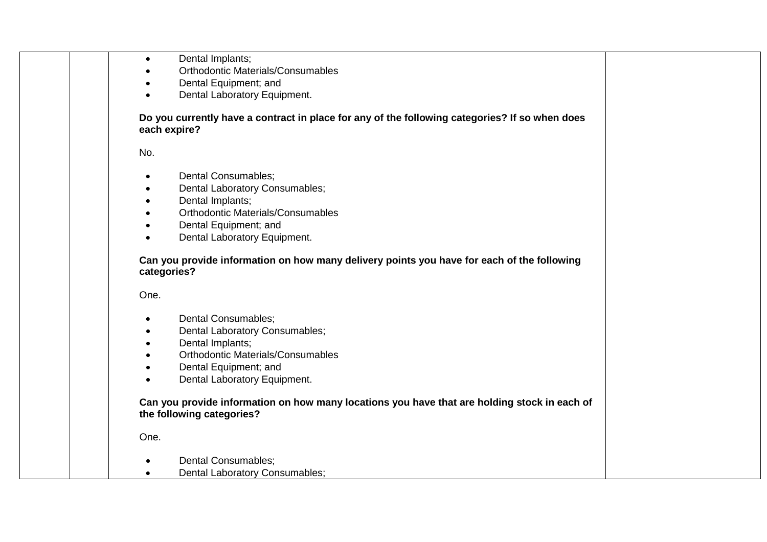| | | | |
|---|---|---|---|
| | | • Dental Implants;<br>• Orthodontic Materials/Consumables<br>• Dental Equipment; and<br>• Dental Laboratory Equipment.<br><br>**Do you currently have a contract in place for any of the following categories? If so when does each expire?**<br><br>No.<br><br>• Dental Consumables;<br>• Dental Laboratory Consumables;<br>• Dental Implants;<br>• Orthodontic Materials/Consumables<br>• Dental Equipment; and<br>• Dental Laboratory Equipment.<br><br>**Can you provide information on how many delivery points you have for each of the following categories?**<br><br>One.<br><br>• Dental Consumables;<br>• Dental Laboratory Consumables;<br>• Dental Implants;<br>• Orthodontic Materials/Consumables<br>• Dental Equipment; and<br>• Dental Laboratory Equipment.<br><br>**Can you provide information on how many locations you have that are holding stock in each of the following categories?**<br><br>One.<br><br>• Dental Consumables;<br>• Dental Laboratory Consumables; | |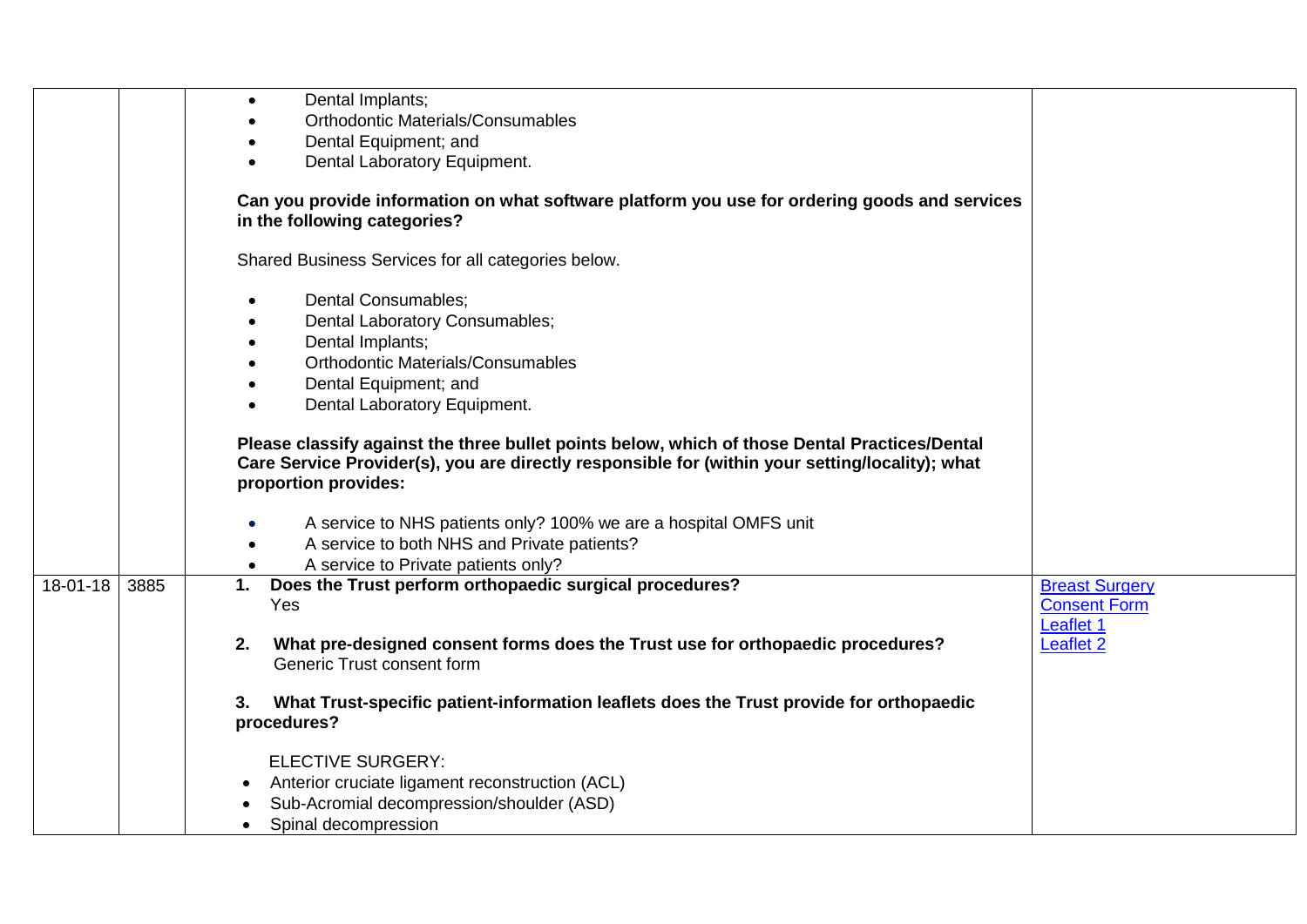| | | | |
|---|---|---|---|
| | | • Dental Implants;<br>• Orthodontic Materials/Consumables<br>• Dental Equipment; and<br>• Dental Laboratory Equipment.<br><br>**Can you provide information on what software platform you use for ordering goods and services in the following categories?**<br><br>Shared Business Services for all categories below.<br><br>• Dental Consumables;<br>• Dental Laboratory Consumables;<br>• Dental Implants;<br>• Orthodontic Materials/Consumables<br>• Dental Equipment; and<br>• Dental Laboratory Equipment.<br><br>**Please classify against the three bullet points below, which of those Dental Practices/Dental Care Service Provider(s), you are directly responsible for (within your setting/locality); what proportion provides:**<br><br>• A service to NHS patients only? 100% we are a hospital OMFS unit<br>• A service to both NHS and Private patients?<br>• A service to Private patients only? | |
| 18-01-18 | 3885 | **1. Does the Trust perform orthopaedic surgical procedures?**<br>Yes<br><br>**2. What pre-designed consent forms does the Trust use for orthopaedic procedures?**<br>Generic Trust consent form<br><br>**3. What Trust-specific patient-information leaflets does the Trust provide for orthopaedic procedures?**<br><br>ELECTIVE SURGERY:<br>• Anterior cruciate ligament reconstruction (ACL)<br>• Sub-Acromial decompression/shoulder (ASD)<br>• Spinal decompression | Breast Surgery<br>Consent Form<br>Leaflet 1<br>Leaflet 2 |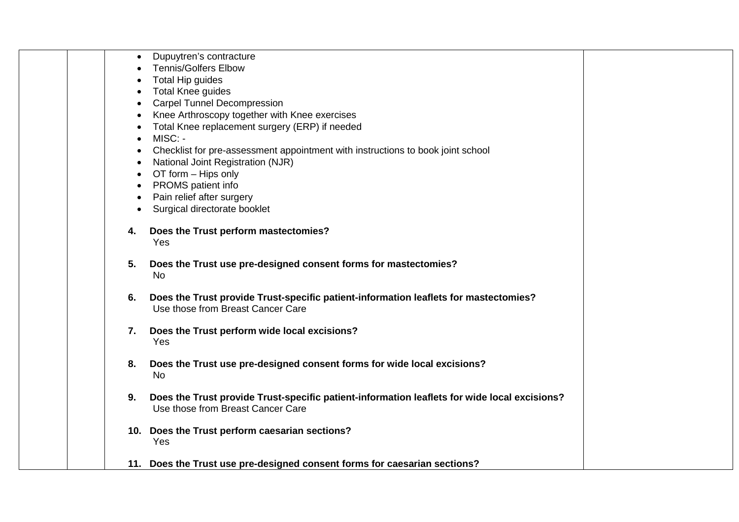- Dupuytren's contracture
- Tennis/Golfers Elbow
- Total Hip guides
- Total Knee guides
- Carpel Tunnel Decompression
- Knee Arthroscopy together with Knee exercises
- Total Knee replacement surgery (ERP) if needed
- MISC: -
- Checklist for pre-assessment appointment with instructions to book joint school
- National Joint Registration (NJR)
- OT form – Hips only
- PROMS patient info
- Pain relief after surgery
- Surgical directorate booklet

4. **Does the Trust perform mastectomies?**
   Yes

5. **Does the Trust use pre-designed consent forms for mastectomies?**
   No

6. **Does the Trust provide Trust-specific patient-information leaflets for mastectomies?**
   Use those from Breast Cancer Care

7. **Does the Trust perform wide local excisions?**
   Yes

8. **Does the Trust use pre-designed consent forms for wide local excisions?**
   No

9. **Does the Trust provide Trust-specific patient-information leaflets for wide local excisions?**
   Use those from Breast Cancer Care

10. **Does the Trust perform caesarian sections?**
    Yes

11. **Does the Trust use pre-designed consent forms for caesarian sections?**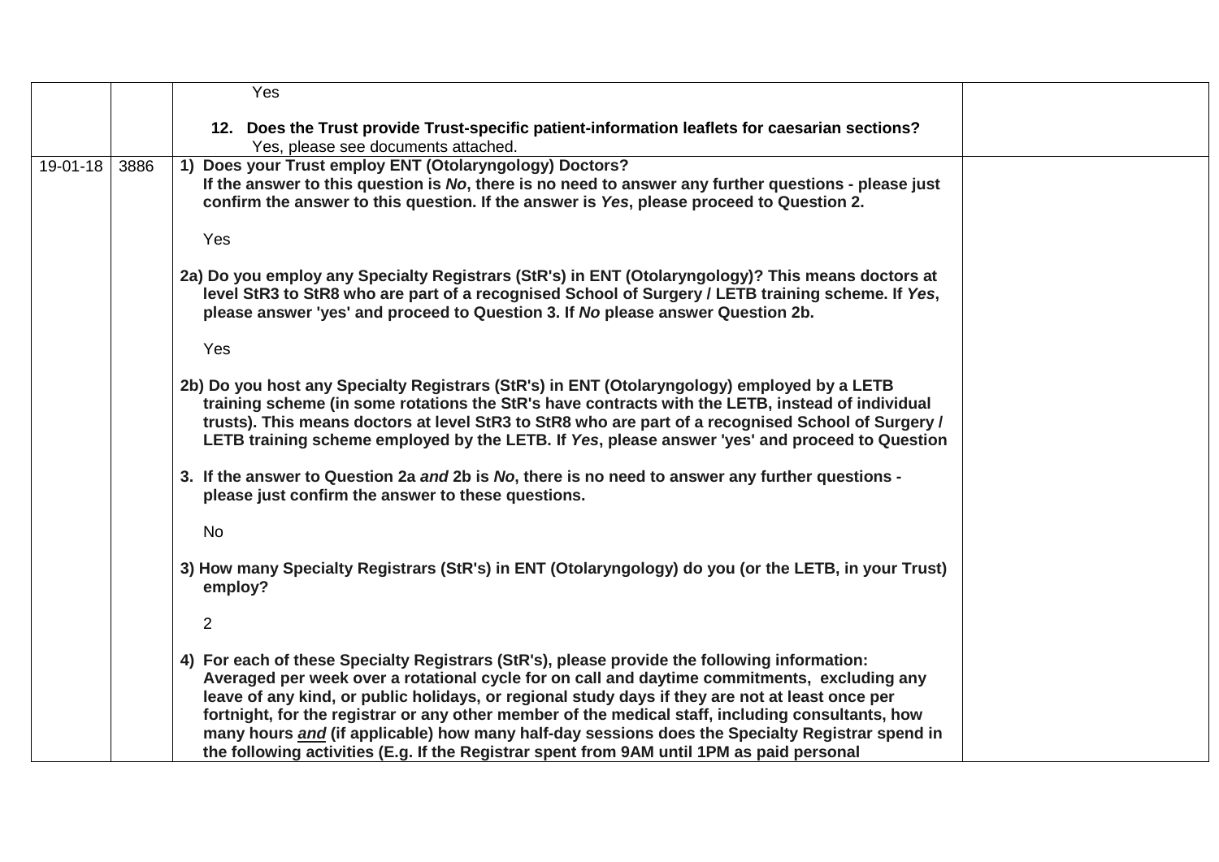| | | | |
|---|---|---|---|
| | | Yes<br><br>**12. Does the Trust provide Trust-specific patient-information leaflets for caesarian sections?**<br>Yes, please see documents attached. | |
| 19-01-18 | 3886 | **1) Does your Trust employ ENT (Otolaryngology) Doctors?**<br>**If the answer to this question is *No*, there is no need to answer any further questions - please just confirm the answer to this question. If the answer is *Yes*, please proceed to Question 2.**<br><br>Yes<br><br>**2a) Do you employ any Specialty Registrars (StR's) in ENT (Otolaryngology)? This means doctors at level StR3 to StR8 who are part of a recognised School of Surgery / LETB training scheme. If *Yes*, please answer 'yes' and proceed to Question 3. If *No* please answer Question 2b.**<br><br>Yes<br><br>**2b) Do you host any Specialty Registrars (StR's) in ENT (Otolaryngology) employed by a LETB training scheme (in some rotations the StR's have contracts with the LETB, instead of individual trusts). This means doctors at level StR3 to StR8 who are part of a recognised School of Surgery / LETB training scheme employed by the LETB. If *Yes*, please answer 'yes' and proceed to Question**<br><br>**3. If the answer to Question 2a *and* 2b is *No*, there is no need to answer any further questions - please just confirm the answer to these questions.**<br><br>No<br><br>**3) How many Specialty Registrars (StR's) in ENT (Otolaryngology) do you (or the LETB, in your Trust) employ?**<br><br>2<br><br>**4) For each of these Specialty Registrars (StR's), please provide the following information: Averaged per week over a rotational cycle for on call and daytime commitments, excluding any leave of any kind, or public holidays, or regional study days if they are not at least once per fortnight, for the registrar or any other member of the medical staff, including consultants, how many hours *and* (if applicable) how many half-day sessions does the Specialty Registrar spend in the following activities (E.g. If the Registrar spent from 9AM until 1PM as paid personal** | |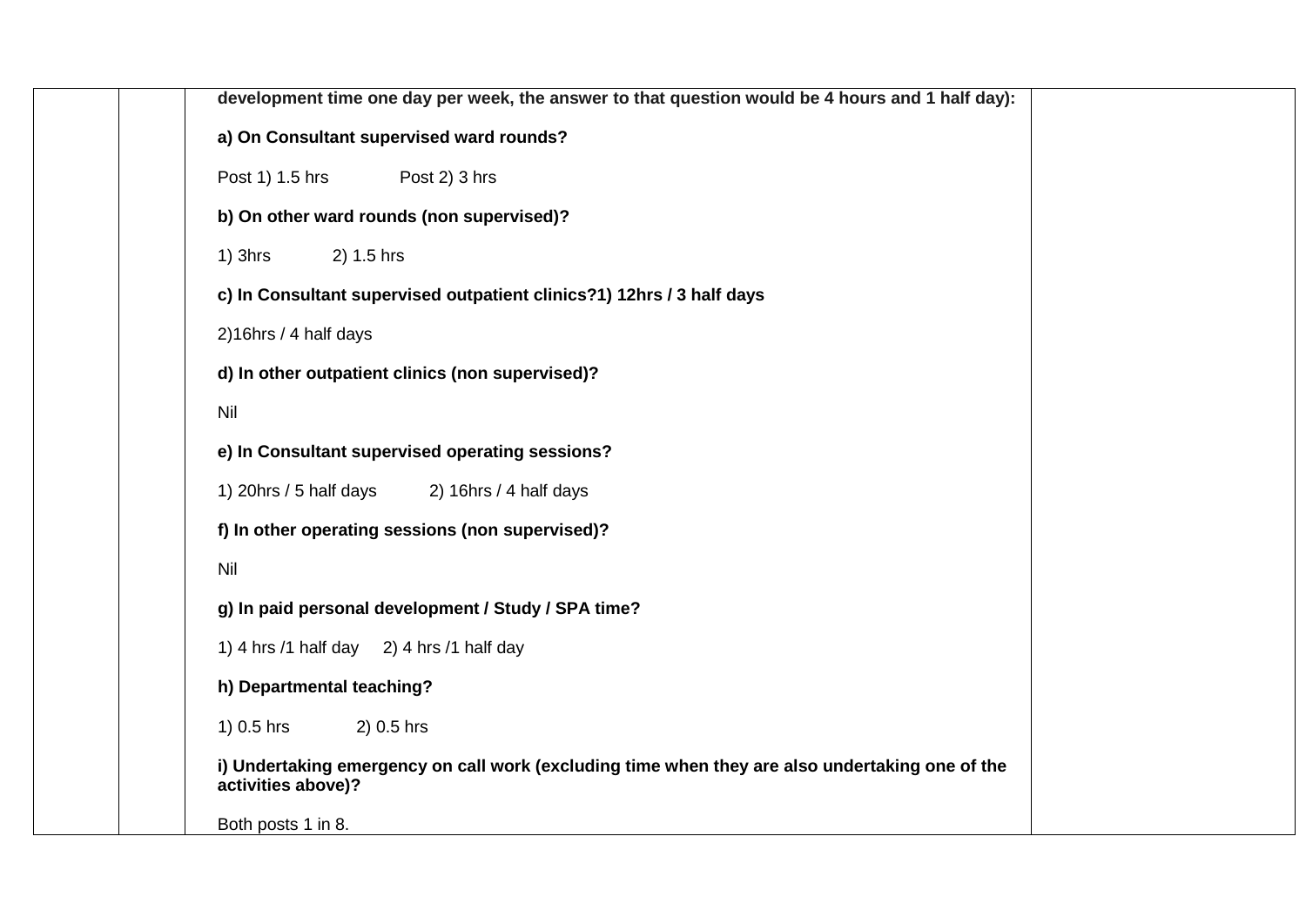| | | | |
|---|---|---|---|
| | | **development time one day per week, the answer to that question would be 4 hours and 1 half day):**<br><br>**a) On Consultant supervised ward rounds?**<br><br>Post 1) 1.5 hrs Post 2) 3 hrs<br><br>**b) On other ward rounds (non supervised)?**<br><br>1) 3hrs 2) 1.5 hrs<br><br>**c) In Consultant supervised outpatient clinics?1) 12hrs / 3 half days**<br><br>2)16hrs / 4 half days<br><br>**d) In other outpatient clinics (non supervised)?**<br><br>Nil<br><br>**e) In Consultant supervised operating sessions?**<br><br>1) 20hrs / 5 half days 2) 16hrs / 4 half days<br><br>**f) In other operating sessions (non supervised)?**<br><br>Nil<br><br>**g) In paid personal development / Study / SPA time?**<br><br>1) 4 hrs /1 half day 2) 4 hrs /1 half day<br><br>**h) Departmental teaching?**<br><br>1) 0.5 hrs 2) 0.5 hrs<br><br>**i) Undertaking emergency on call work (excluding time when they are also undertaking one of the activities above)?**<br><br>Both posts 1 in 8. | |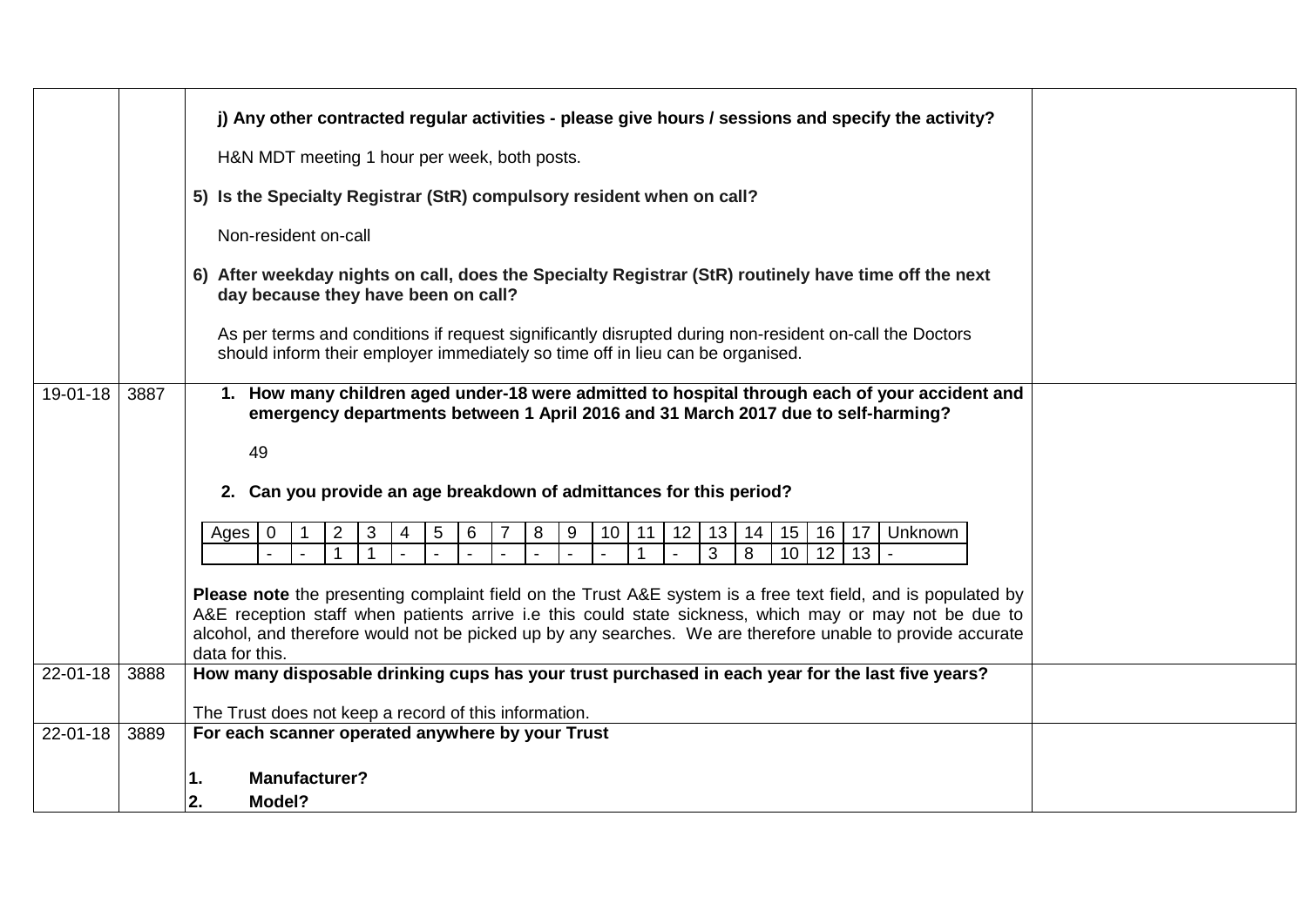| | | | |
|---|---|---|---|
| | | **j) Any other contracted regular activities - please give hours / sessions and specify the activity?**<br><br>H&N MDT meeting 1 hour per week, both posts.<br><br>**5) Is the Specialty Registrar (StR) compulsory resident when on call?**<br><br>Non-resident on-call<br><br>**6) After weekday nights on call, does the Specialty Registrar (StR) routinely have time off the next day because they have been on call?**<br><br>As per terms and conditions if request significantly disrupted during non-resident on-call the Doctors should inform their employer immediately so time off in lieu can be organised. | |
| 19-01-18 | 3887 | **1. How many children aged under-18 were admitted to hospital through each of your accident and emergency departments between 1 April 2016 and 31 March 2017 due to self-harming?**<br><br>49<br><br>**2. Can you provide an age breakdown of admittances for this period?**<br><br>Ages: 0: -, 1: -, 2: 1, 3: 1, 4: -, 5: -, 6: -, 7: -, 8: -, 9: -, 10: -, 11: 1, 12: -, 13: 3, 14: 8, 15: 10, 16: 12, 17: 13, Unknown: -<br><br>**Please note** the presenting complaint field on the Trust A&E system is a free text field, and is populated by A&E reception staff when patients arrive i.e this could state sickness, which may or may not be due to alcohol, and therefore would not be picked up by any searches. We are therefore unable to provide accurate data for this. | |
| 22-01-18 | 3888 | **How many disposable drinking cups has your trust purchased in each year for the last five years?**<br><br>The Trust does not keep a record of this information. | |
| 22-01-18 | 3889 | **For each scanner operated anywhere by your Trust**<br><br>**1. Manufacturer?**<br>**2. Model?** | |

| Ages | 0 | 1 | 2 | 3 | 4 | 5 | 6 | 7 | 8 | 9 | 10 | 11 | 12 | 13 | 14 | 15 | 16 | 17 | Unknown |
|---|---|---|---|---|---|---|---|---|---|---|---|---|---|---|---|---|---|---|---|
| | - | - | 1 | 1 | - | - | - | - | - | - | - | 1 | - | 3 | 8 | 10 | 12 | 13 | - |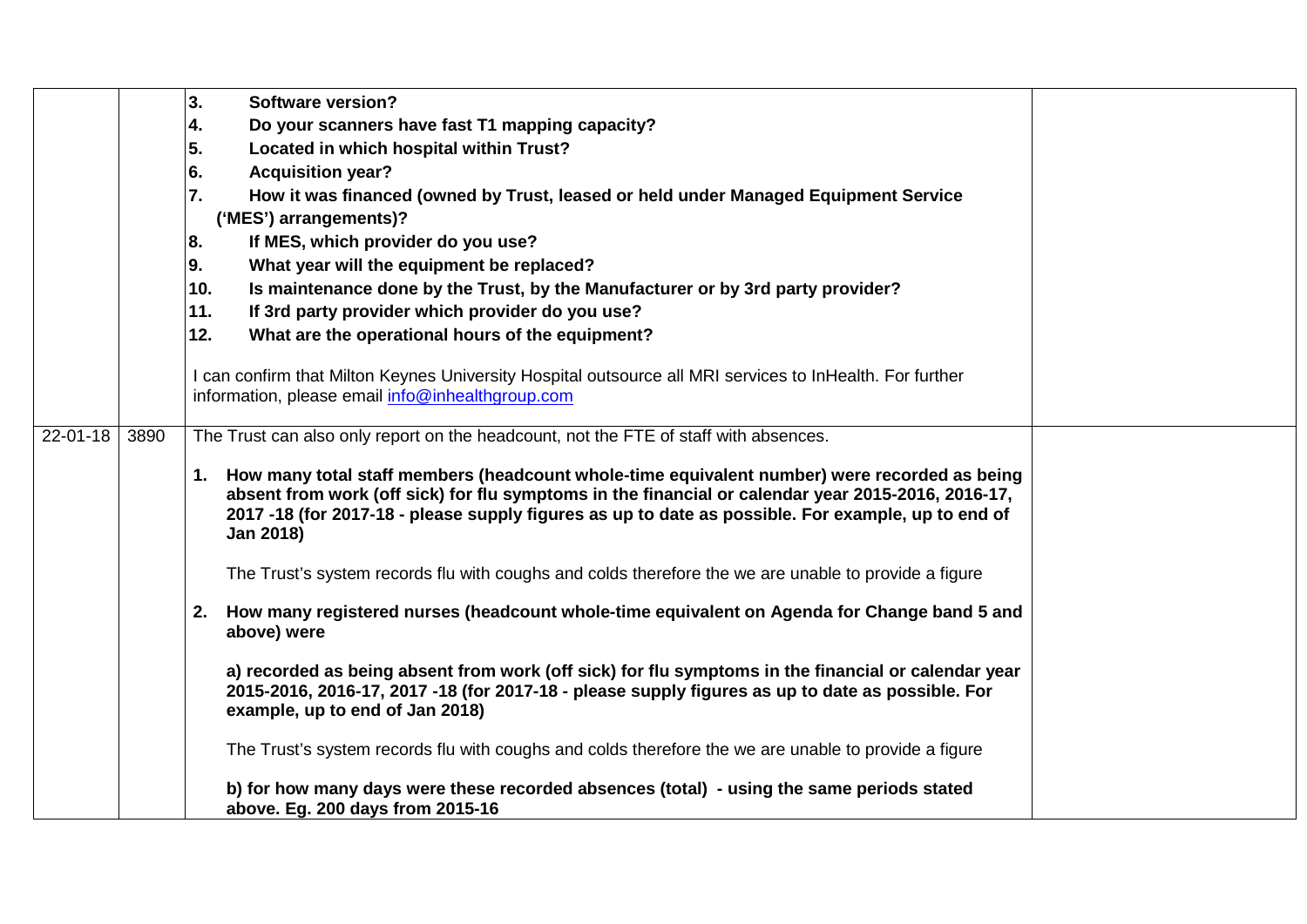| | | | |
|---|---|---|---|
| | | **3. Software version?**<br>**4. Do your scanners have fast T1 mapping capacity?**<br>**5. Located in which hospital within Trust?**<br>**6. Acquisition year?**<br>**7. How it was financed (owned by Trust, leased or held under Managed Equipment Service ('MES') arrangements)?**<br>**8. If MES, which provider do you use?**<br>**9. What year will the equipment be replaced?**<br>**10. Is maintenance done by the Trust, by the Manufacturer or by 3rd party provider?**<br>**11. If 3rd party provider which provider do you use?**<br>**12. What are the operational hours of the equipment?**<br><br>I can confirm that Milton Keynes University Hospital outsource all MRI services to InHealth. For further information, please email info@inhealthgroup.com | |
| 22-01-18 | 3890 | The Trust can also only report on the headcount, not the FTE of staff with absences.<br><br>**1. How many total staff members (headcount whole-time equivalent number) were recorded as being absent from work (off sick) for flu symptoms in the financial or calendar year 2015-2016, 2016-17, 2017 -18 (for 2017-18 - please supply figures as up to date as possible. For example, up to end of Jan 2018)**<br><br>The Trust's system records flu with coughs and colds therefore the we are unable to provide a figure<br><br>**2. How many registered nurses (headcount whole-time equivalent on Agenda for Change band 5 and above) were**<br><br>**a) recorded as being absent from work (off sick) for flu symptoms in the financial or calendar year 2015-2016, 2016-17, 2017 -18 (for 2017-18 - please supply figures as up to date as possible. For example, up to end of Jan 2018)**<br><br>The Trust's system records flu with coughs and colds therefore the we are unable to provide a figure<br><br>**b) for how many days were these recorded absences (total) - using the same periods stated above. Eg. 200 days from 2015-16** | |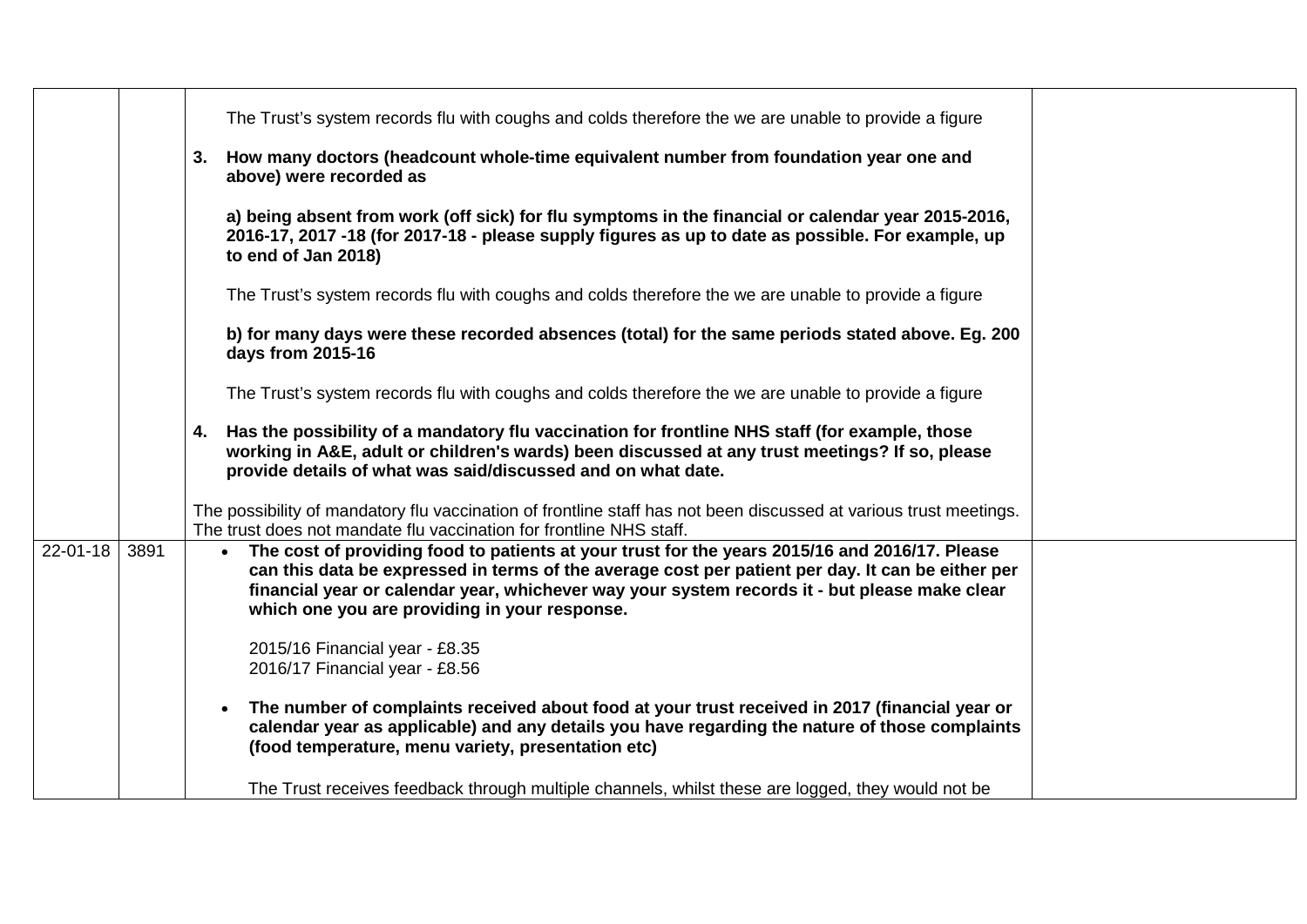| | | | |
|---|---|---|---|
| | | The Trust's system records flu with coughs and colds therefore the we are unable to provide a figure<br><br>**3. How many doctors (headcount whole-time equivalent number from foundation year one and above) were recorded as**<br><br>**a) being absent from work (off sick) for flu symptoms in the financial or calendar year 2015-2016, 2016-17, 2017 -18 (for 2017-18 - please supply figures as up to date as possible. For example, up to end of Jan 2018)**<br><br>The Trust's system records flu with coughs and colds therefore the we are unable to provide a figure<br><br>**b) for many days were these recorded absences (total) for the same periods stated above. Eg. 200 days from 2015-16**<br><br>The Trust's system records flu with coughs and colds therefore the we are unable to provide a figure<br><br>**4. Has the possibility of a mandatory flu vaccination for frontline NHS staff (for example, those working in A&E, adult or children's wards) been discussed at any trust meetings? If so, please provide details of what was said/discussed and on what date.**<br><br>The possibility of mandatory flu vaccination of frontline staff has not been discussed at various trust meetings. The trust does not mandate flu vaccination for frontline NHS staff. | |
| 22-01-18 | 3891 | • **The cost of providing food to patients at your trust for the years 2015/16 and 2016/17. Please can this data be expressed in terms of the average cost per patient per day. It can be either per financial year or calendar year, whichever way your system records it - but please make clear which one you are providing in your response.**<br><br>2015/16 Financial year - £8.35<br>2016/17 Financial year - £8.56<br><br>• **The number of complaints received about food at your trust received in 2017 (financial year or calendar year as applicable) and any details you have regarding the nature of those complaints (food temperature, menu variety, presentation etc)**<br><br>The Trust receives feedback through multiple channels, whilst these are logged, they would not be | |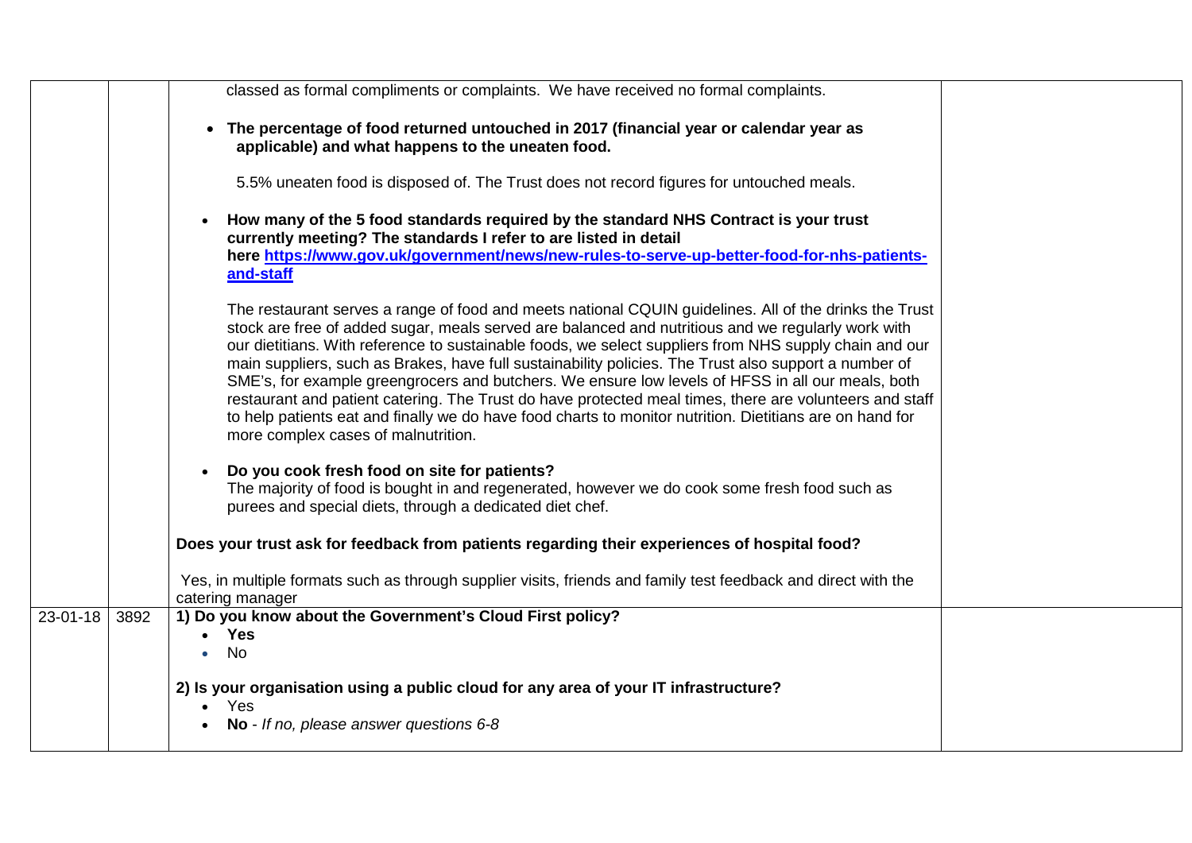| | | | |
|---|---|---|---|
| | | classed as formal compliments or complaints. We have received no formal complaints.<br><br>• **The percentage of food returned untouched in 2017 (financial year or calendar year as applicable) and what happens to the uneaten food.**<br><br>5.5% uneaten food is disposed of. The Trust does not record figures for untouched meals.<br><br>• **How many of the 5 food standards required by the standard NHS Contract is your trust currently meeting? The standards I refer to are listed in detail here [https://www.gov.uk/government/news/new-rules-to-serve-up-better-food-for-nhs-patients-and-staff](https://www.gov.uk/government/news/new-rules-to-serve-up-better-food-for-nhs-patients-and-staff)**<br><br>The restaurant serves a range of food and meets national CQUIN guidelines. All of the drinks the Trust stock are free of added sugar, meals served are balanced and nutritious and we regularly work with our dietitians. With reference to sustainable foods, we select suppliers from NHS supply chain and our main suppliers, such as Brakes, have full sustainability policies. The Trust also support a number of SME's, for example greengrocers and butchers. We ensure low levels of HFSS in all our meals, both restaurant and patient catering. The Trust do have protected meal times, there are volunteers and staff to help patients eat and finally we do have food charts to monitor nutrition. Dietitians are on hand for more complex cases of malnutrition.<br><br>• **Do you cook fresh food on site for patients?**<br>The majority of food is bought in and regenerated, however we do cook some fresh food such as purees and special diets, through a dedicated diet chef.<br><br>**Does your trust ask for feedback from patients regarding their experiences of hospital food?**<br><br>Yes, in multiple formats such as through supplier visits, friends and family test feedback and direct with the catering manager | |
| 23-01-18 | 3892 | **1) Do you know about the Government's Cloud First policy?**<br>• **Yes**<br>• No<br><br>**2) Is your organisation using a public cloud for any area of your IT infrastructure?**<br>• Yes<br>• **No** - *If no, please answer questions 6-8* | |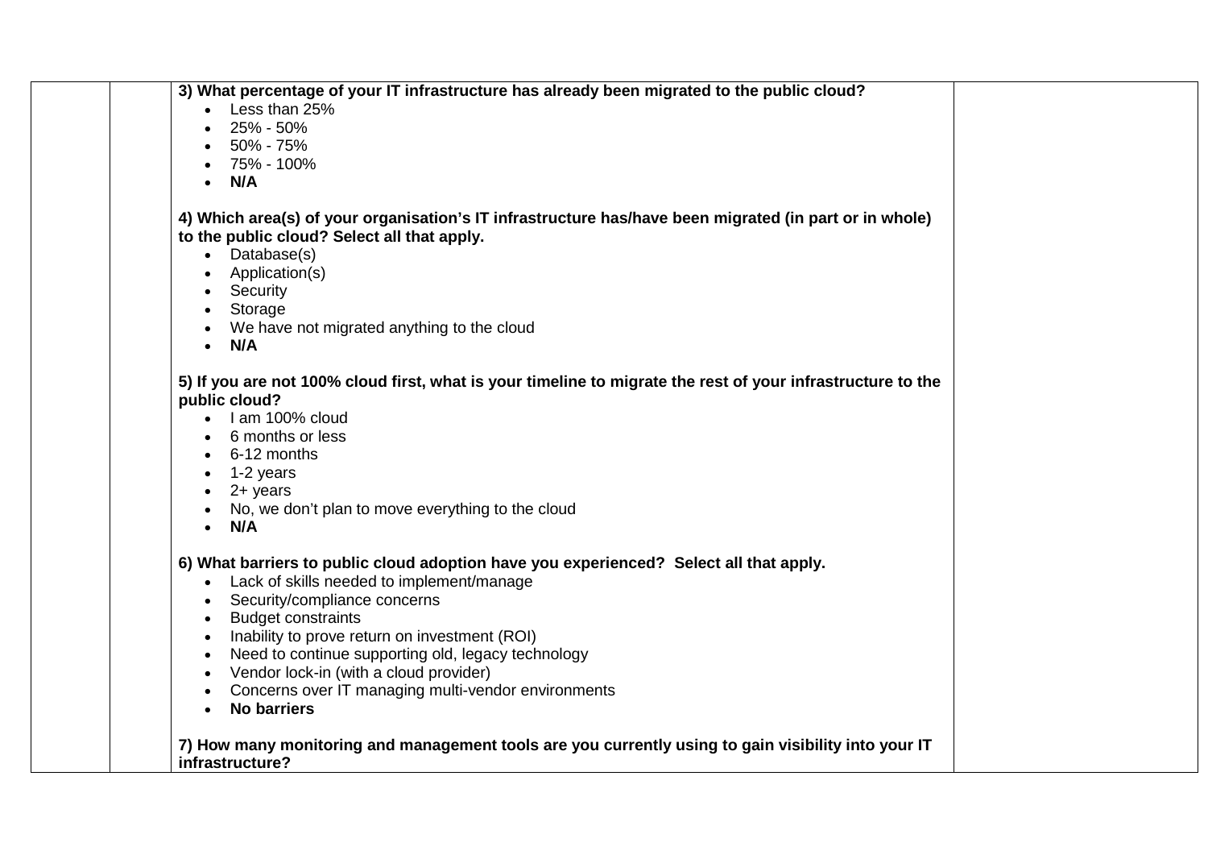**3) What percentage of your IT infrastructure has already been migrated to the public cloud?**

- Less than 25%
- 25% - 50%
- 50% - 75%
- 75% - 100%
- **N/A**

**4) Which area(s) of your organisation's IT infrastructure has/have been migrated (in part or in whole) to the public cloud? Select all that apply.**

- Database(s)
- Application(s)
- Security
- Storage
- We have not migrated anything to the cloud
- **N/A**

**5) If you are not 100% cloud first, what is your timeline to migrate the rest of your infrastructure to the public cloud?**

- I am 100% cloud
- 6 months or less
- 6-12 months
- 1-2 years
- 2+ years
- No, we don't plan to move everything to the cloud
- **N/A**

**6) What barriers to public cloud adoption have you experienced? Select all that apply.**

- Lack of skills needed to implement/manage
- Security/compliance concerns
- Budget constraints
- Inability to prove return on investment (ROI)
- Need to continue supporting old, legacy technology
- Vendor lock-in (with a cloud provider)
- Concerns over IT managing multi-vendor environments
- **No barriers**

**7) How many monitoring and management tools are you currently using to gain visibility into your IT infrastructure?**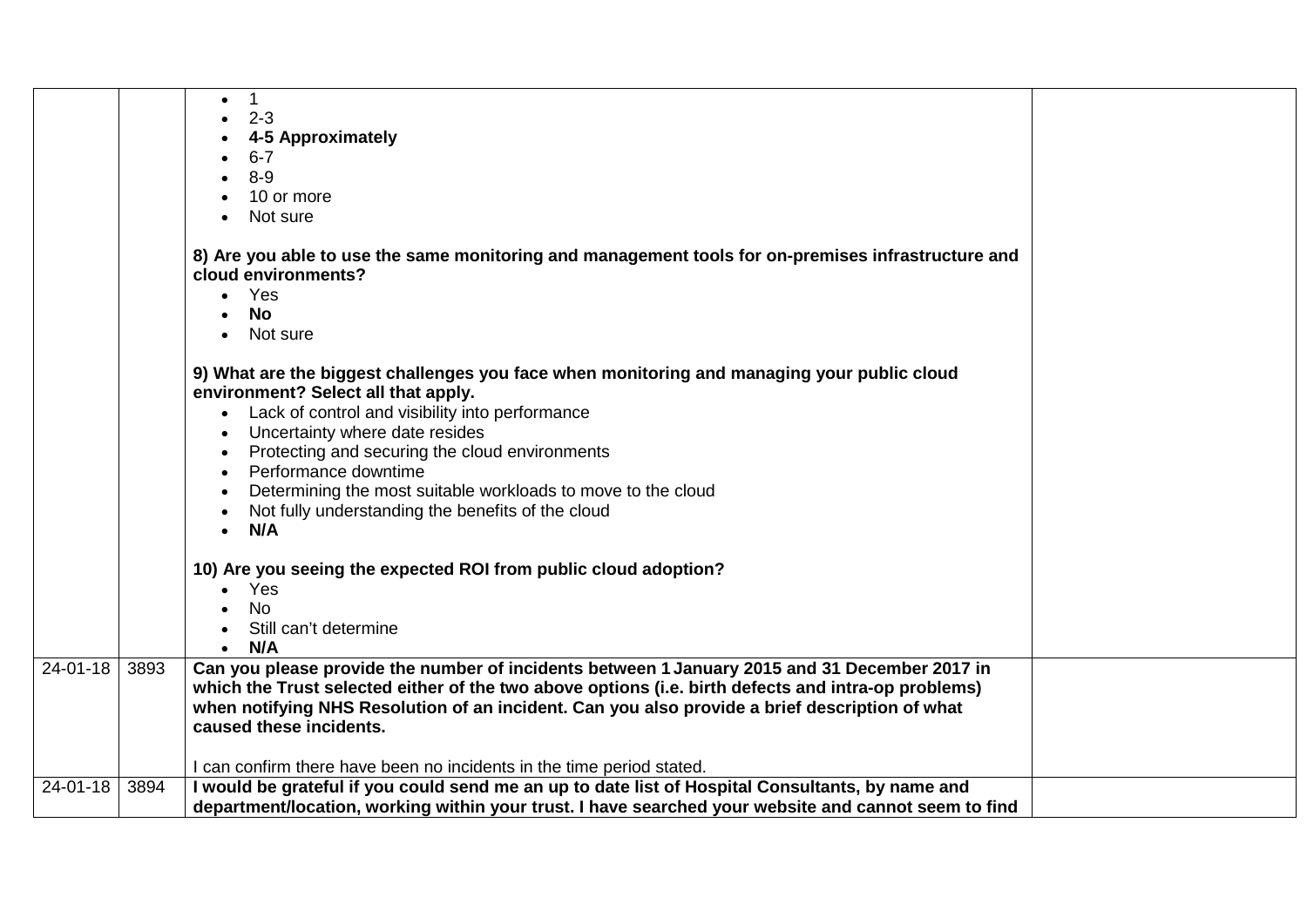| | | | |
|---|---|---|---|
| | | • 1<br>• 2-3<br>• **4-5 Approximately**<br>• 6-7<br>• 8-9<br>• 10 or more<br>• Not sure<br><br>**8) Are you able to use the same monitoring and management tools for on-premises infrastructure and cloud environments?**<br>• Yes<br>• **No**<br>• Not sure<br><br>**9) What are the biggest challenges you face when monitoring and managing your public cloud environment? Select all that apply.**<br>• Lack of control and visibility into performance<br>• Uncertainty where date resides<br>• Protecting and securing the cloud environments<br>• Performance downtime<br>• Determining the most suitable workloads to move to the cloud<br>• Not fully understanding the benefits of the cloud<br>• **N/A**<br><br>**10) Are you seeing the expected ROI from public cloud adoption?**<br>• Yes<br>• No<br>• Still can't determine<br>• **N/A** | |
| 24-01-18 | 3893 | **Can you please provide the number of incidents between 1 January 2015 and 31 December 2017 in which the Trust selected either of the two above options (i.e. birth defects and intra-op problems) when notifying NHS Resolution of an incident. Can you also provide a brief description of what caused these incidents.**<br><br>I can confirm there have been no incidents in the time period stated. | |
| 24-01-18 | 3894 | **I would be grateful if you could send me an up to date list of Hospital Consultants, by name and department/location, working within your trust. I have searched your website and cannot seem to find** | |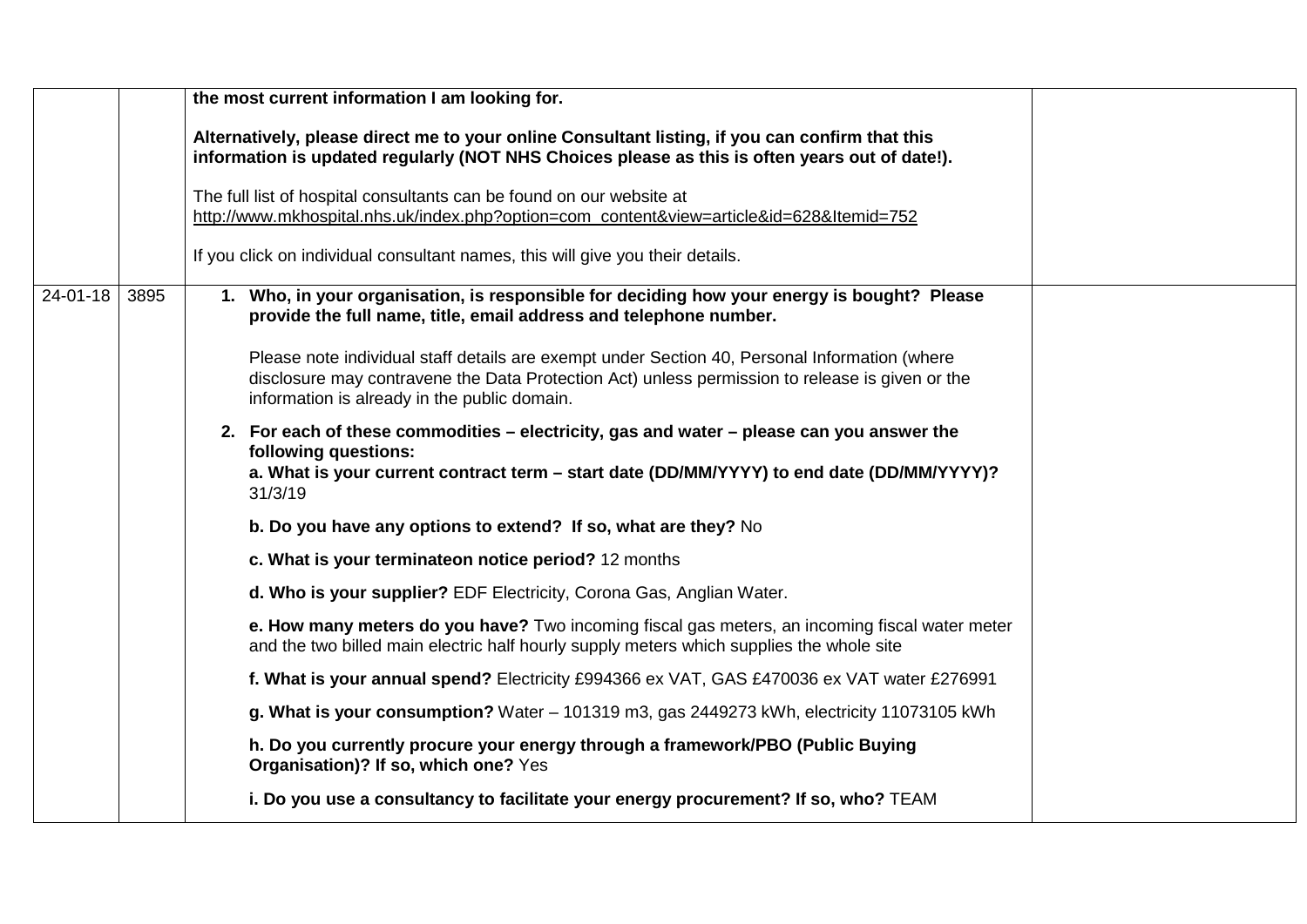| | | | |
|---|---|---|---|
| | | **the most current information I am looking for.**<br><br>**Alternatively, please direct me to your online Consultant listing, if you can confirm that this information is updated regularly (NOT NHS Choices please as this is often years out of date!).**<br><br>The full list of hospital consultants can be found on our website at http://www.mkhospital.nhs.uk/index.php?option=com_content&view=article&id=628&Itemid=752<br><br>If you click on individual consultant names, this will give you their details. | |
| 24-01-18 | 3895 | 1. **Who, in your organisation, is responsible for deciding how your energy is bought? Please provide the full name, title, email address and telephone number.**<br><br>Please note individual staff details are exempt under Section 40, Personal Information (where disclosure may contravene the Data Protection Act) unless permission to release is given or the information is already in the public domain.<br><br>2. **For each of these commodities – electricity, gas and water – please can you answer the following questions:**<br>**a. What is your current contract term – start date (DD/MM/YYYY) to end date (DD/MM/YYYY)?** 31/3/19<br><br>**b. Do you have any options to extend? If so, what are they?** No<br><br>**c. What is your terminateon notice period?** 12 months<br><br>**d. Who is your supplier?** EDF Electricity, Corona Gas, Anglian Water.<br><br>**e. How many meters do you have?** Two incoming fiscal gas meters, an incoming fiscal water meter and the two billed main electric half hourly supply meters which supplies the whole site<br><br>**f. What is your annual spend?** Electricity £994366 ex VAT, GAS £470036 ex VAT water £276991<br><br>**g. What is your consumption?** Water – 101319 m3, gas 2449273 kWh, electricity 11073105 kWh<br><br>**h. Do you currently procure your energy through a framework/PBO (Public Buying Organisation)? If so, which one?** Yes<br><br>**i. Do you use a consultancy to facilitate your energy procurement? If so, who?** TEAM | |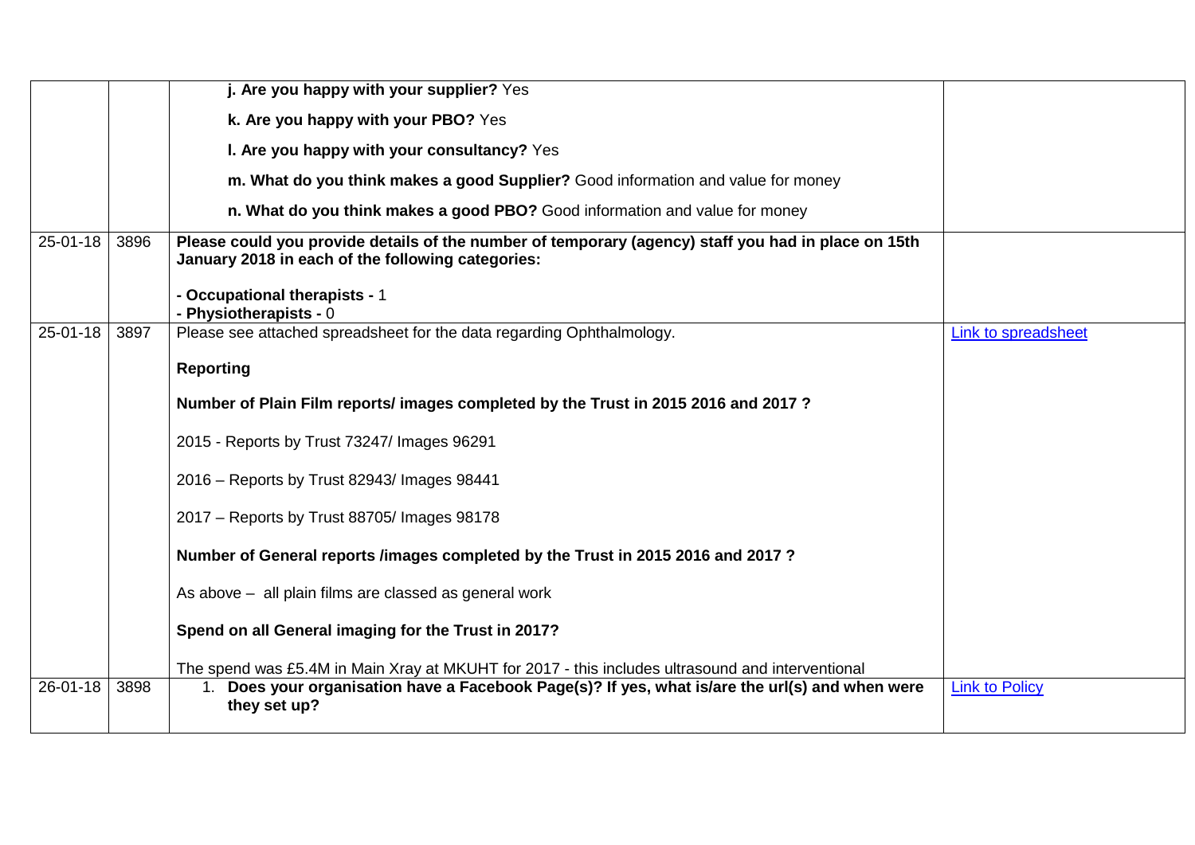| | | | |
|---|---|---|---|
| | | **j. Are you happy with your supplier?** Yes<br><br>**k. Are you happy with your PBO?** Yes<br><br>**l. Are you happy with your consultancy?** Yes<br><br>**m. What do you think makes a good Supplier?** Good information and value for money<br><br>**n. What do you think makes a good PBO?** Good information and value for money | |
| 25-01-18 | 3896 | **Please could you provide details of the number of temporary (agency) staff you had in place on 15th January 2018 in each of the following categories:**<br><br>**- Occupational therapists -** 1<br>**- Physiotherapists -** 0 | |
| 25-01-18 | 3897 | Please see attached spreadsheet for the data regarding Ophthalmology.<br><br>**Reporting**<br><br>**Number of Plain Film reports/ images completed by the Trust in 2015 2016 and 2017 ?**<br><br>2015 - Reports by Trust 73247/ Images 96291<br><br>2016 – Reports by Trust 82943/ Images 98441<br><br>2017 – Reports by Trust 88705/ Images 98178<br><br>**Number of General reports /images completed by the Trust in 2015 2016 and 2017 ?**<br><br>As above – all plain films are classed as general work<br><br>**Spend on all General imaging for the Trust in 2017?**<br><br>The spend was £5.4M in Main Xray at MKUHT for 2017 - this includes ultrasound and interventional | Link to spreadsheet |
| 26-01-18 | 3898 | 1. **Does your organisation have a Facebook Page(s)? If yes, what is/are the url(s) and when were they set up?** | Link to Policy |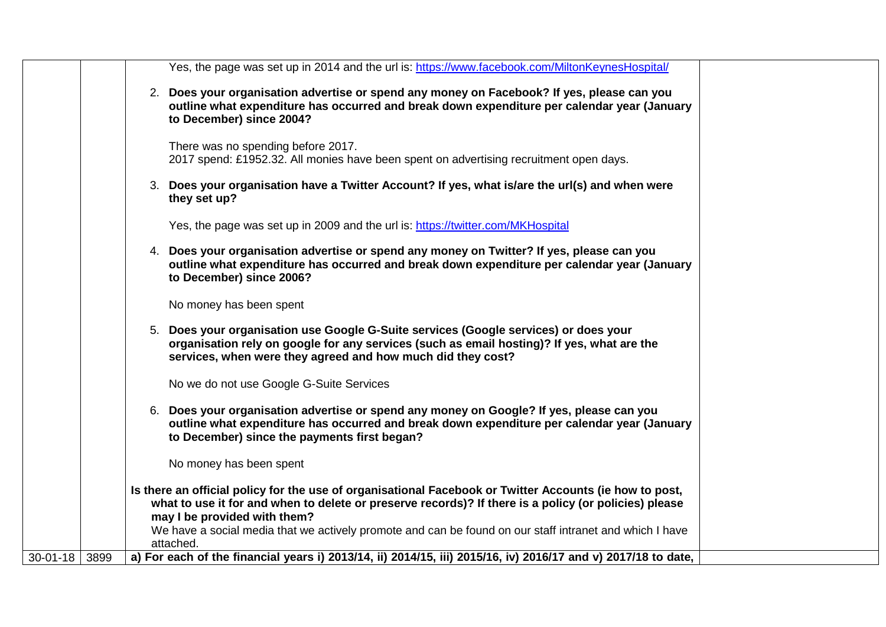| | | | |
|---|---|---|---|
| | | Yes, the page was set up in 2014 and the url is: https://www.facebook.com/MiltonKeynesHospital/<br><br>2. **Does your organisation advertise or spend any money on Facebook? If yes, please can you outline what expenditure has occurred and break down expenditure per calendar year (January to December) since 2004?**<br><br>There was no spending before 2017.<br>2017 spend: £1952.32. All monies have been spent on advertising recruitment open days.<br><br>3. **Does your organisation have a Twitter Account? If yes, what is/are the url(s) and when were they set up?**<br><br>Yes, the page was set up in 2009 and the url is: https://twitter.com/MKHospital<br><br>4. **Does your organisation advertise or spend any money on Twitter? If yes, please can you outline what expenditure has occurred and break down expenditure per calendar year (January to December) since 2006?**<br><br>No money has been spent<br><br>5. **Does your organisation use Google G-Suite services (Google services) or does your organisation rely on google for any services (such as email hosting)? If yes, what are the services, when were they agreed and how much did they cost?**<br><br>No we do not use Google G-Suite Services<br><br>6. **Does your organisation advertise or spend any money on Google? If yes, please can you outline what expenditure has occurred and break down expenditure per calendar year (January to December) since the payments first began?**<br><br>No money has been spent<br><br>**Is there an official policy for the use of organisational Facebook or Twitter Accounts (ie how to post, what to use it for and when to delete or preserve records)? If there is a policy (or policies) please may I be provided with them?**<br>We have a social media that we actively promote and can be found on our staff intranet and which I have attached. | |
| 30-01-18 | 3899 | **a) For each of the financial years i) 2013/14, ii) 2014/15, iii) 2015/16, iv) 2016/17 and v) 2017/18 to date,** | |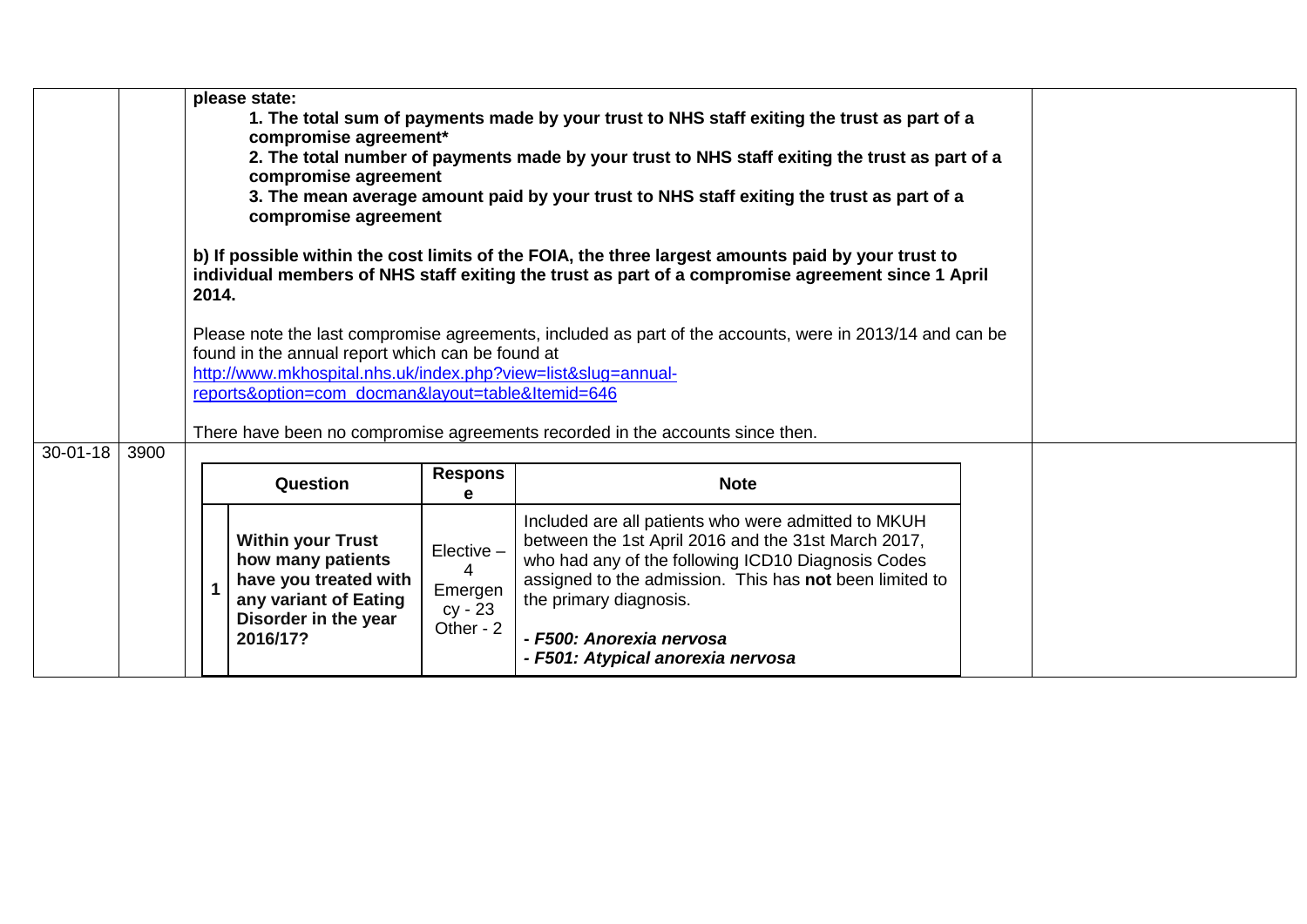| | | | |
|---|---|---|---|
| | | **please state:**<br>**1. The total sum of payments made by your trust to NHS staff exiting the trust as part of a compromise agreement***<br>**2. The total number of payments made by your trust to NHS staff exiting the trust as part of a compromise agreement**<br>**3. The mean average amount paid by your trust to NHS staff exiting the trust as part of a compromise agreement**<br><br>**b) If possible within the cost limits of the FOIA, the three largest amounts paid by your trust to individual members of NHS staff exiting the trust as part of a compromise agreement since 1 April 2014.**<br><br>Please note the last compromise agreements, included as part of the accounts, were in 2013/14 and can be found in the annual report which can be found at http://www.mkhospital.nhs.uk/index.php?view=list&slug=annual-reports&option=com_docman&layout=table&Itemid=646<br><br>There have been no compromise agreements recorded in the accounts since then. | |
| 30-01-18 | 3900 | (see table below) | |

| | Question | Response | Note |
|---|---|---|---|
| 1 | **Within your Trust how many patients have you treated with any variant of Eating Disorder in the year 2016/17?** | Elective – 4<br>Emergency - 23<br>Other - 2 | Included are all patients who were admitted to MKUH between the 1st April 2016 and the 31st March 2017, who had any of the following ICD10 Diagnosis Codes assigned to the admission. This has **not** been limited to the primary diagnosis.<br><br>***- F500: Anorexia nervosa***<br>***- F501: Atypical anorexia nervosa*** |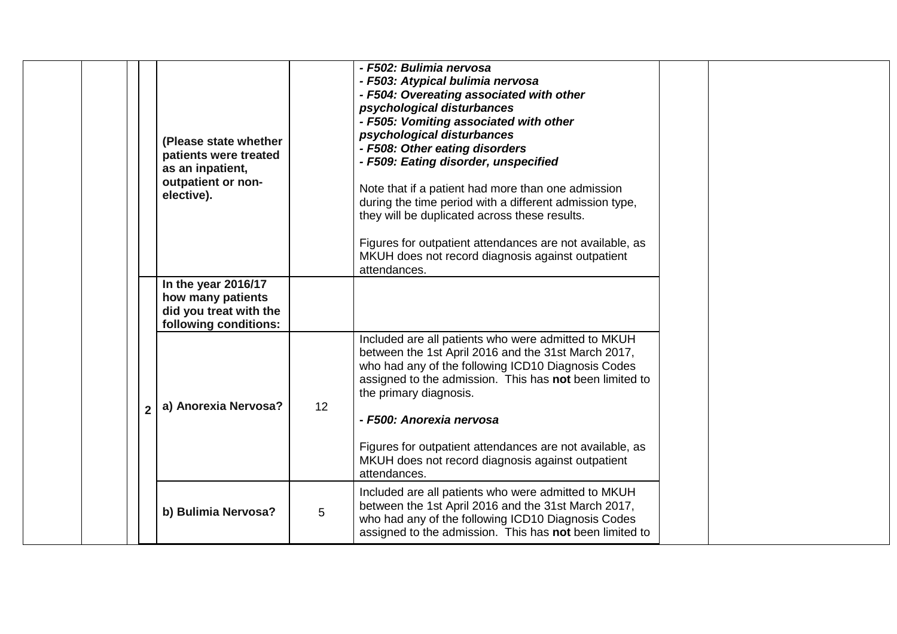| | | | | | | | |
|---|---|---|---|---|---|---|---|
| | | | **(Please state whether patients were treated as an inpatient, outpatient or non-elective).** | | ***- F502: Bulimia nervosa***<br>***- F503: Atypical bulimia nervosa***<br>***- F504: Overeating associated with other psychological disturbances***<br>***- F505: Vomiting associated with other psychological disturbances***<br>***- F508: Other eating disorders***<br>***- F509: Eating disorder, unspecified***<br><br>Note that if a patient had more than one admission during the time period with a different admission type, they will be duplicated across these results.<br><br>Figures for outpatient attendances are not available, as MKUH does not record diagnosis against outpatient attendances. | | |
| | | **2** | **In the year 2016/17 how many patients did you treat with the following conditions:** | | | | |
| | | | **a) Anorexia Nervosa?** | 12 | Included are all patients who were admitted to MKUH between the 1st April 2016 and the 31st March 2017, who had any of the following ICD10 Diagnosis Codes assigned to the admission. This has **not** been limited to the primary diagnosis.<br><br>***- F500: Anorexia nervosa***<br><br>Figures for outpatient attendances are not available, as MKUH does not record diagnosis against outpatient attendances. | | |
| | | | **b) Bulimia Nervosa?** | 5 | Included are all patients who were admitted to MKUH between the 1st April 2016 and the 31st March 2017, who had any of the following ICD10 Diagnosis Codes assigned to the admission. This has **not** been limited to | | |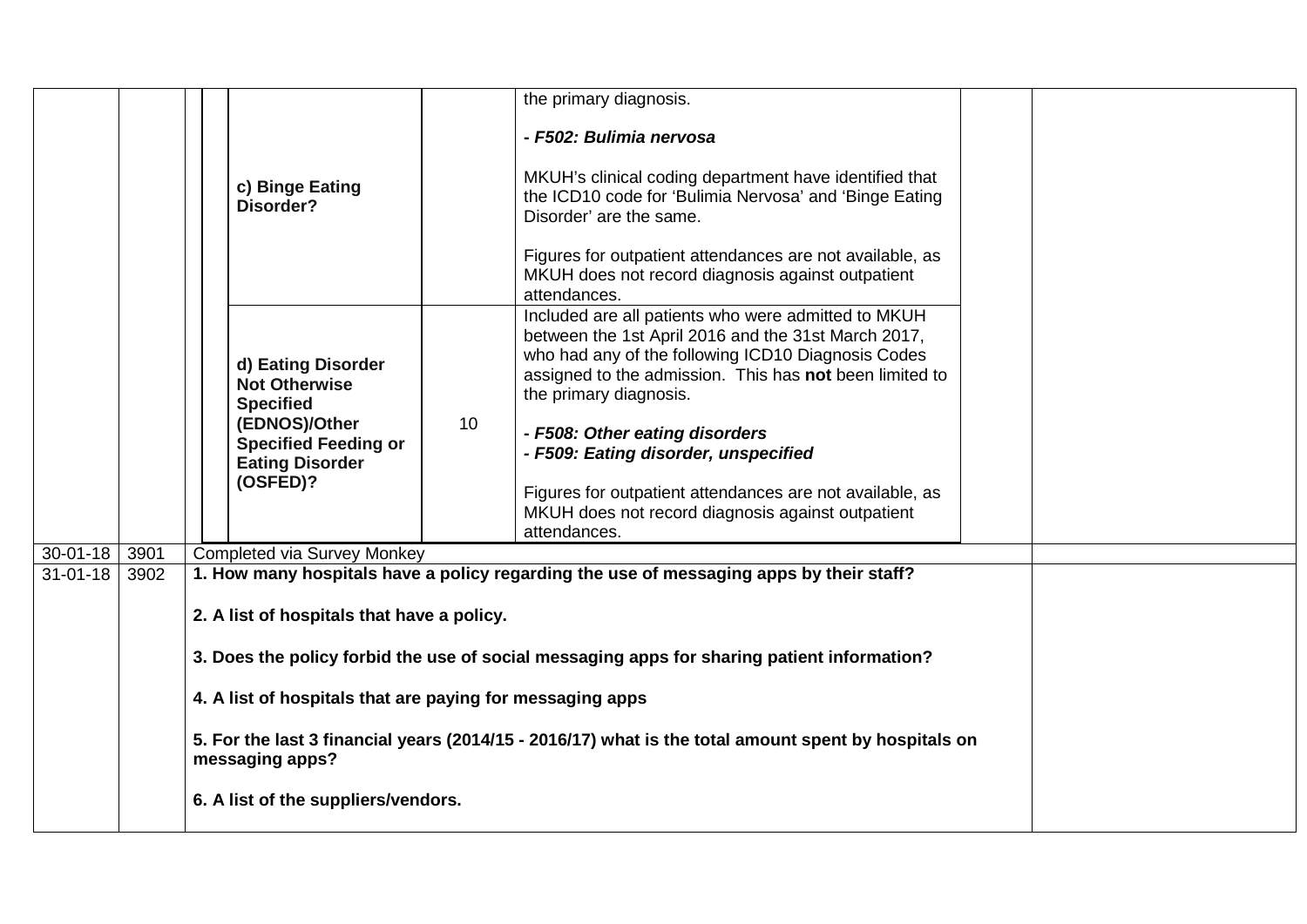| | | | | | |
|---|---|---|---|---|---|
| | | **c) Binge Eating Disorder?** | | the primary diagnosis.<br><br>***- F502: Bulimia nervosa***<br><br>MKUH's clinical coding department have identified that the ICD10 code for 'Bulimia Nervosa' and 'Binge Eating Disorder' are the same.<br><br>Figures for outpatient attendances are not available, as MKUH does not record diagnosis against outpatient attendances. | |
| | | **d) Eating Disorder Not Otherwise Specified (EDNOS)/Other Specified Feeding or Eating Disorder (OSFED)?** | 10 | Included are all patients who were admitted to MKUH between the 1st April 2016 and the 31st March 2017, who had any of the following ICD10 Diagnosis Codes assigned to the admission. This has **not** been limited to the primary diagnosis.<br><br>***- F508: Other eating disorders***<br>***- F509: Eating disorder, unspecified***<br><br>Figures for outpatient attendances are not available, as MKUH does not record diagnosis against outpatient attendances. | |
| 30-01-18 | 3901 | Completed via Survey Monkey | | | |
| 31-01-18 | 3902 | **1. How many hospitals have a policy regarding the use of messaging apps by their staff?**<br><br>**2. A list of hospitals that have a policy.**<br><br>**3. Does the policy forbid the use of social messaging apps for sharing patient information?**<br><br>**4. A list of hospitals that are paying for messaging apps**<br><br>**5. For the last 3 financial years (2014/15 - 2016/17) what is the total amount spent by hospitals on messaging apps?**<br><br>**6. A list of the suppliers/vendors.** | | | |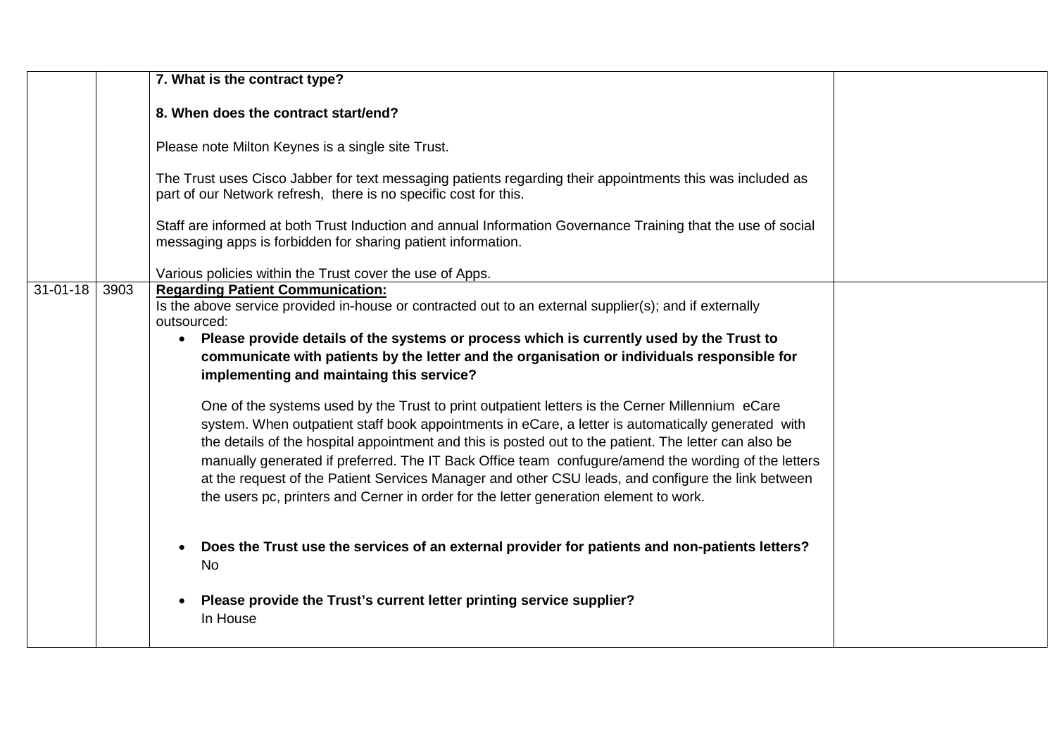| | | | |
|---|---|---|---|
| | | **7. What is the contract type?**<br><br>**8. When does the contract start/end?**<br><br>Please note Milton Keynes is a single site Trust.<br><br>The Trust uses Cisco Jabber for text messaging patients regarding their appointments this was included as part of our Network refresh, there is no specific cost for this.<br><br>Staff are informed at both Trust Induction and annual Information Governance Training that the use of social messaging apps is forbidden for sharing patient information.<br><br>Various policies within the Trust cover the use of Apps. | |
| 31-01-18 | 3903 | **Regarding Patient Communication:**<br>Is the above service provided in-house or contracted out to an external supplier(s); and if externally outsourced:<br>• **Please provide details of the systems or process which is currently used by the Trust to communicate with patients by the letter and the organisation or individuals responsible for implementing and maintaing this service?**<br><br>One of the systems used by the Trust to print outpatient letters is the Cerner Millennium eCare system. When outpatient staff book appointments in eCare, a letter is automatically generated with the details of the hospital appointment and this is posted out to the patient. The letter can also be manually generated if preferred. The IT Back Office team confugure/amend the wording of the letters at the request of the Patient Services Manager and other CSU leads, and configure the link between the users pc, printers and Cerner in order for the letter generation element to work.<br><br>• **Does the Trust use the services of an external provider for patients and non-patients letters?**<br>No<br><br>• **Please provide the Trust's current letter printing service supplier?**<br>In House | |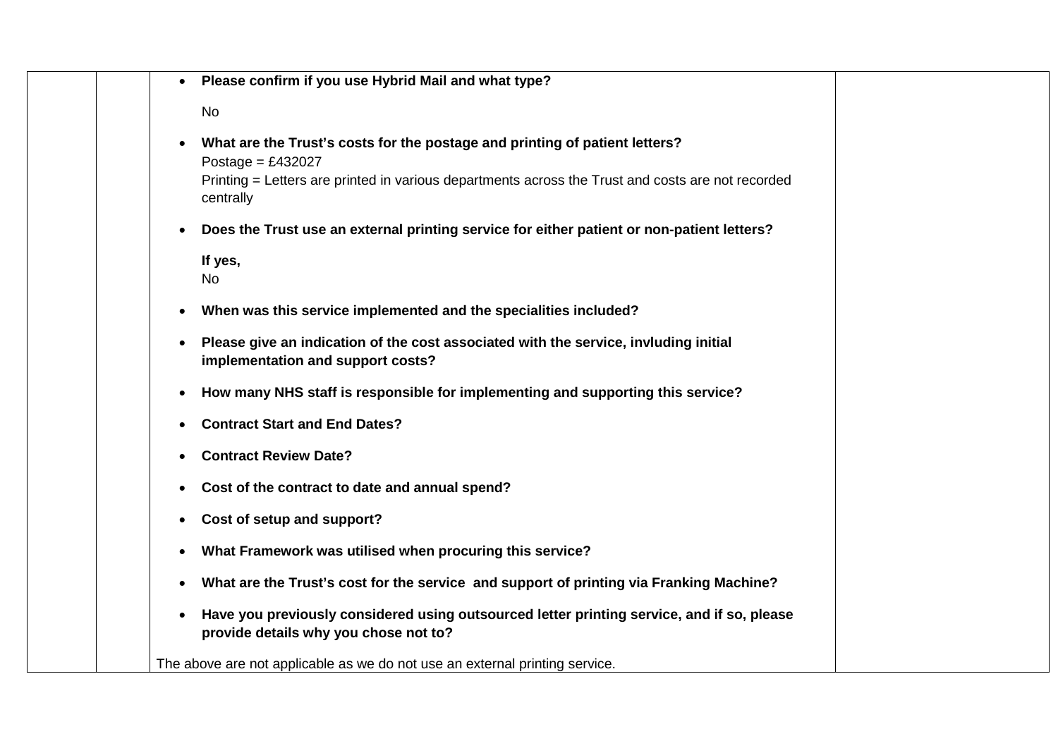| | | | |
|---|---|---|---|
| | | • **Please confirm if you use Hybrid Mail and what type?**<br><br>No<br><br>• **What are the Trust's costs for the postage and printing of patient letters?**<br>Postage = £432027<br>Printing = Letters are printed in various departments across the Trust and costs are not recorded centrally<br><br>• **Does the Trust use an external printing service for either patient or non-patient letters?**<br><br>**If yes,**<br>No<br><br>• **When was this service implemented and the specialities included?**<br><br>• **Please give an indication of the cost associated with the service, invluding initial implementation and support costs?**<br><br>• **How many NHS staff is responsible for implementing and supporting this service?**<br><br>• **Contract Start and End Dates?**<br><br>• **Contract Review Date?**<br><br>• **Cost of the contract to date and annual spend?**<br><br>• **Cost of setup and support?**<br><br>• **What Framework was utilised when procuring this service?**<br><br>• **What are the Trust's cost for the service and support of printing via Franking Machine?**<br><br>• **Have you previously considered using outsourced letter printing service, and if so, please provide details why you chose not to?**<br><br>The above are not applicable as we do not use an external printing service. | |